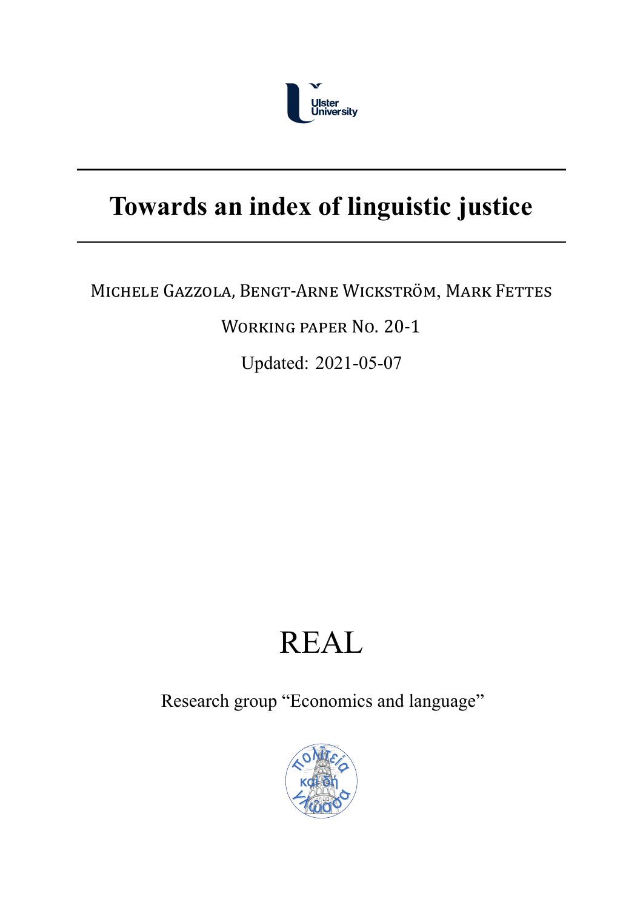Ulster University

# Towards an index of linguistic justice

Michele Gazzola, Bengt-Arne Wickström, Mark Fettes

Working paper No. 20-1

Updated: 2021-05-07

REAL

Research group "Economics and language"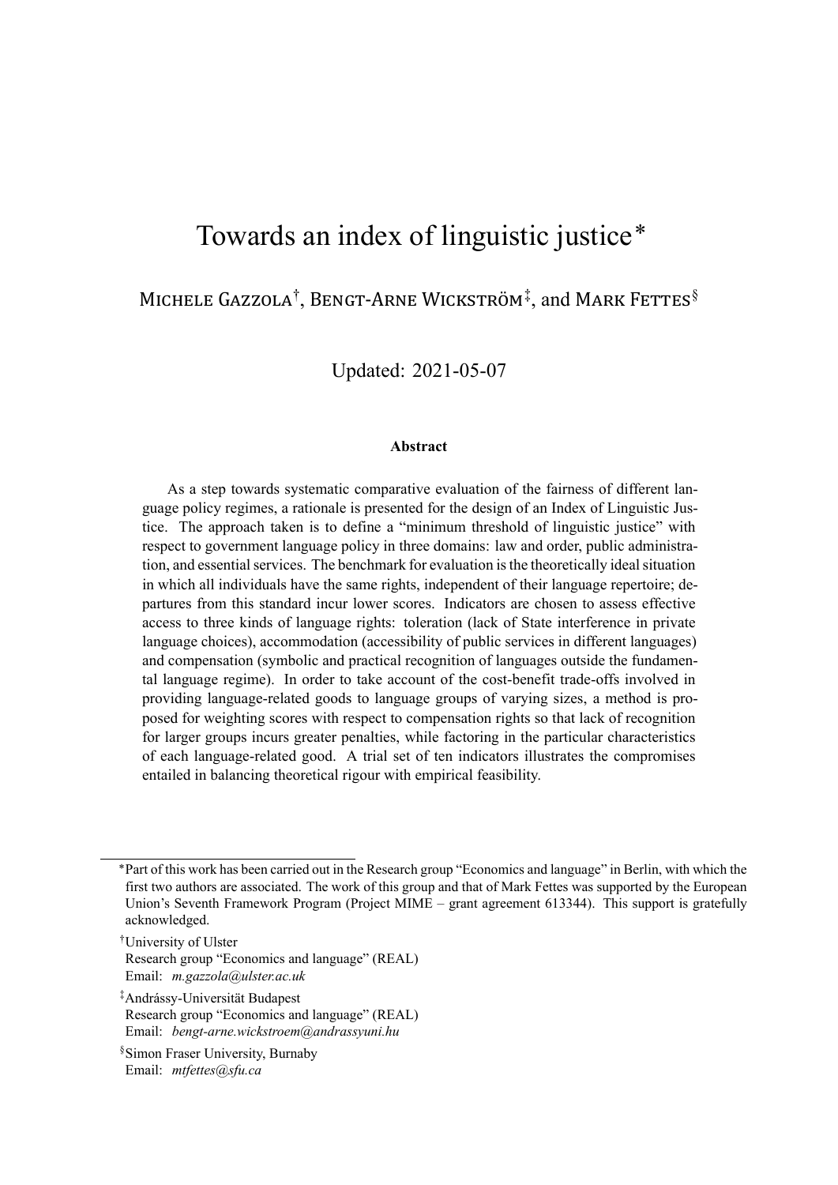# Towards an index of linguistic justice*

Michele Gazzola[†], Bengt-Arne Wickström[‡], and Mark Fettes[§]

Updated: 2021-05-07

**Abstract**

As a step towards systematic comparative evaluation of the fairness of different language policy regimes, a rationale is presented for the design of an Index of Linguistic Justice. The approach taken is to define a "minimum threshold of linguistic justice" with respect to government language policy in three domains: law and order, public administration, and essential services. The benchmark for evaluation is the theoretically ideal situation in which all individuals have the same rights, independent of their language repertoire; departures from this standard incur lower scores. Indicators are chosen to assess effective access to three kinds of language rights: toleration (lack of State interference in private language choices), accommodation (accessibility of public services in different languages) and compensation (symbolic and practical recognition of languages outside the fundamental language regime). In order to take account of the cost-benefit trade-offs involved in providing language-related goods to language groups of varying sizes, a method is proposed for weighting scores with respect to compensation rights so that lack of recognition for larger groups incurs greater penalties, while factoring in the particular characteristics of each language-related good. A trial set of ten indicators illustrates the compromises entailed in balancing theoretical rigour with empirical feasibility.

---

*Part of this work has been carried out in the Research group "Economics and language" in Berlin, with which the first two authors are associated. The work of this group and that of Mark Fettes was supported by the European Union's Seventh Framework Program (Project MIME – grant agreement 613344). This support is gratefully acknowledged.

[†]University of Ulster
Research group "Economics and language" (REAL)
Email: *m.gazzola@ulster.ac.uk*

[‡]Andrássy-Universität Budapest
Research group "Economics and language" (REAL)
Email: *bengt-arne.wickstroem@andrassyuni.hu*

[§]Simon Fraser University, Burnaby
Email: *mtfettes@sfu.ca*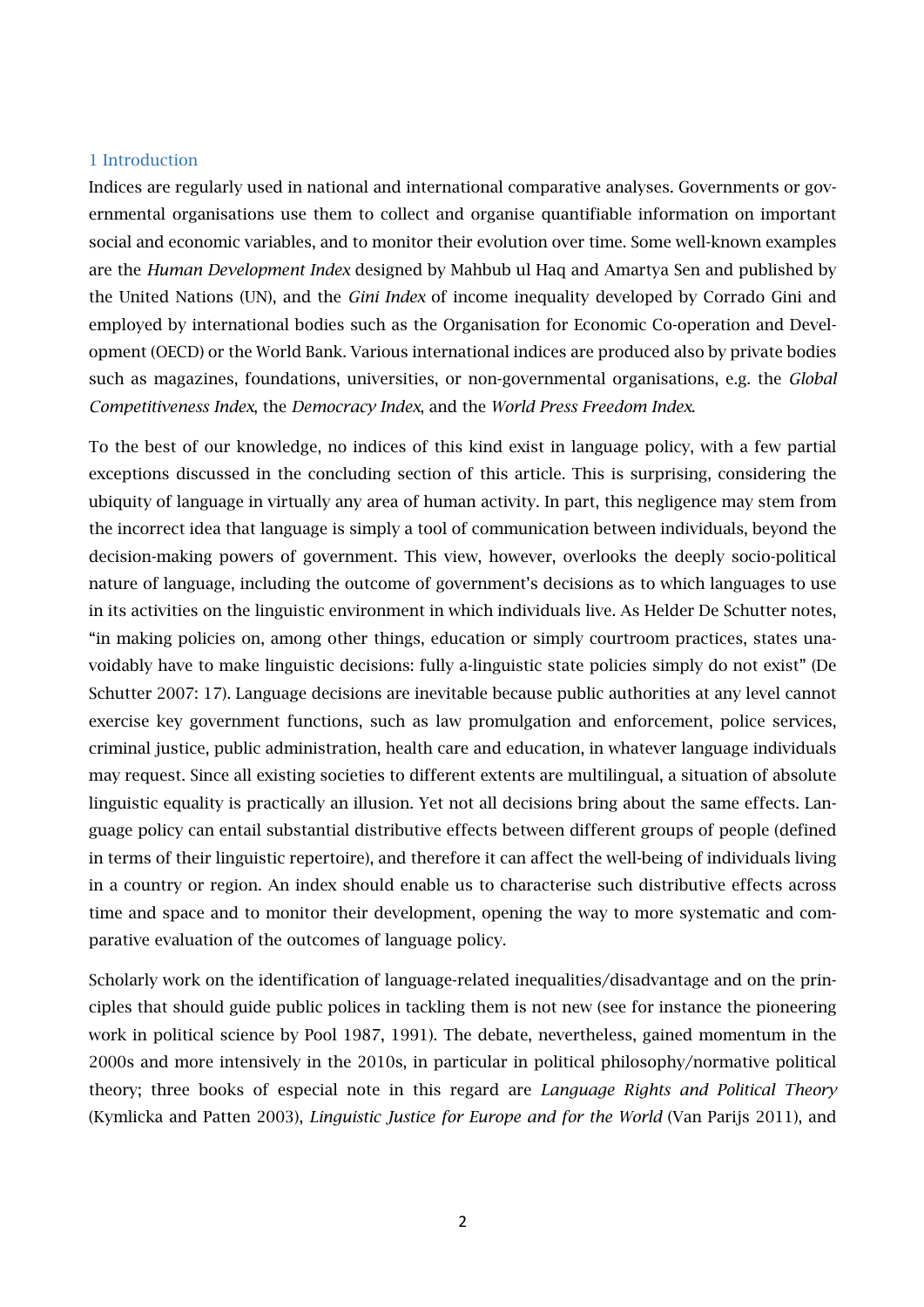## 1 Introduction

Indices are regularly used in national and international comparative analyses. Governments or governmental organisations use them to collect and organise quantifiable information on important social and economic variables, and to monitor their evolution over time. Some well-known examples are the *Human Development Index* designed by Mahbub ul Haq and Amartya Sen and published by the United Nations (UN), and the *Gini Index* of income inequality developed by Corrado Gini and employed by international bodies such as the Organisation for Economic Co-operation and Development (OECD) or the World Bank. Various international indices are produced also by private bodies such as magazines, foundations, universities, or non-governmental organisations, e.g. the *Global Competitiveness Index*, the *Democracy Index*, and the *World Press Freedom Index*.

To the best of our knowledge, no indices of this kind exist in language policy, with a few partial exceptions discussed in the concluding section of this article. This is surprising, considering the ubiquity of language in virtually any area of human activity. In part, this negligence may stem from the incorrect idea that language is simply a tool of communication between individuals, beyond the decision-making powers of government. This view, however, overlooks the deeply socio-political nature of language, including the outcome of government's decisions as to which languages to use in its activities on the linguistic environment in which individuals live. As Helder De Schutter notes, "in making policies on, among other things, education or simply courtroom practices, states unavoidably have to make linguistic decisions: fully a-linguistic state policies simply do not exist" (De Schutter 2007: 17). Language decisions are inevitable because public authorities at any level cannot exercise key government functions, such as law promulgation and enforcement, police services, criminal justice, public administration, health care and education, in whatever language individuals may request. Since all existing societies to different extents are multilingual, a situation of absolute linguistic equality is practically an illusion. Yet not all decisions bring about the same effects. Language policy can entail substantial distributive effects between different groups of people (defined in terms of their linguistic repertoire), and therefore it can affect the well-being of individuals living in a country or region. An index should enable us to characterise such distributive effects across time and space and to monitor their development, opening the way to more systematic and comparative evaluation of the outcomes of language policy.

Scholarly work on the identification of language-related inequalities/disadvantage and on the principles that should guide public polices in tackling them is not new (see for instance the pioneering work in political science by Pool 1987, 1991). The debate, nevertheless, gained momentum in the 2000s and more intensively in the 2010s, in particular in political philosophy/normative political theory; three books of especial note in this regard are *Language Rights and Political Theory* (Kymlicka and Patten 2003), *Linguistic Justice for Europe and for the World* (Van Parijs 2011), and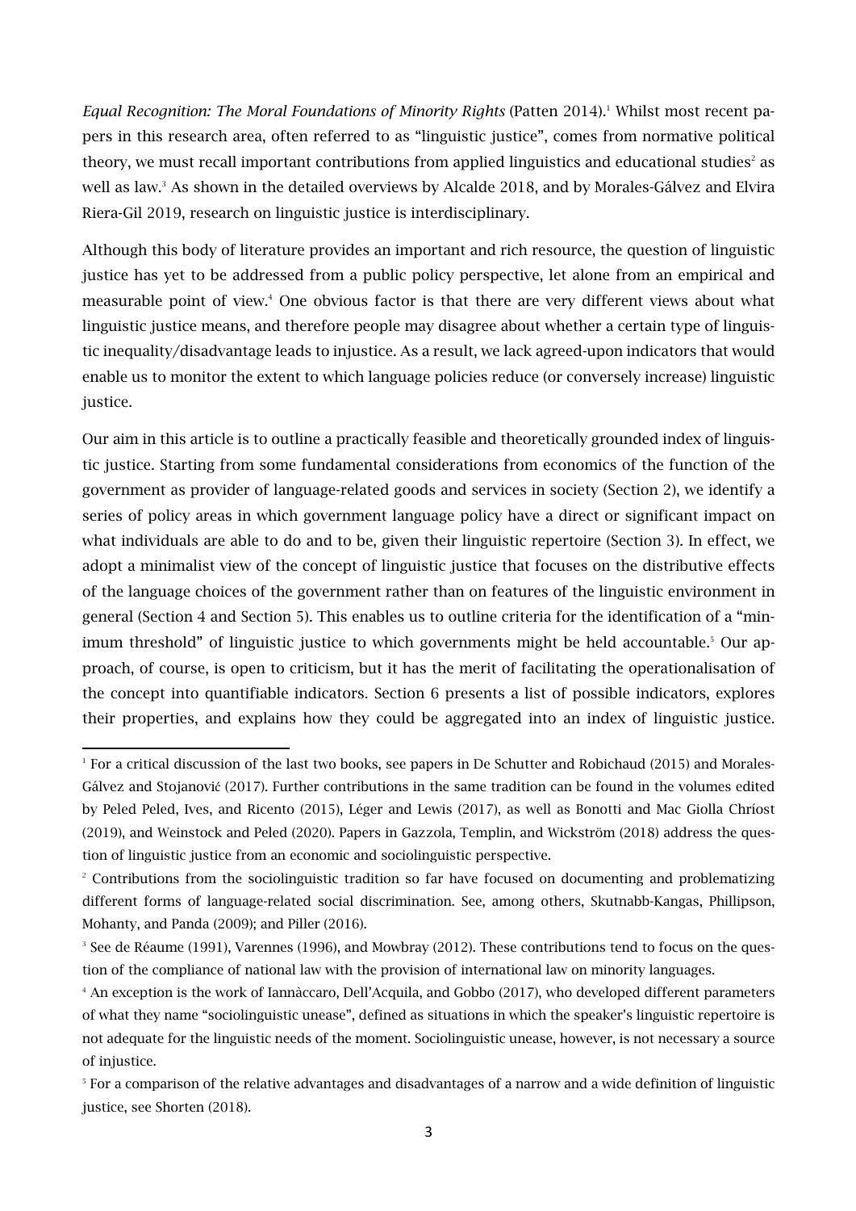*Equal Recognition: The Moral Foundations of Minority Rights* (Patten 2014).[1] Whilst most recent papers in this research area, often referred to as "linguistic justice", comes from normative political theory, we must recall important contributions from applied linguistics and educational studies[2] as well as law.[3] As shown in the detailed overviews by Alcalde 2018, and by Morales-Gálvez and Elvira Riera-Gil 2019, research on linguistic justice is interdisciplinary.

Although this body of literature provides an important and rich resource, the question of linguistic justice has yet to be addressed from a public policy perspective, let alone from an empirical and measurable point of view.[4] One obvious factor is that there are very different views about what linguistic justice means, and therefore people may disagree about whether a certain type of linguistic inequality/disadvantage leads to injustice. As a result, we lack agreed-upon indicators that would enable us to monitor the extent to which language policies reduce (or conversely increase) linguistic justice.

Our aim in this article is to outline a practically feasible and theoretically grounded index of linguistic justice. Starting from some fundamental considerations from economics of the function of the government as provider of language-related goods and services in society (Section 2), we identify a series of policy areas in which government language policy have a direct or significant impact on what individuals are able to do and to be, given their linguistic repertoire (Section 3). In effect, we adopt a minimalist view of the concept of linguistic justice that focuses on the distributive effects of the language choices of the government rather than on features of the linguistic environment in general (Section 4 and Section 5). This enables us to outline criteria for the identification of a "minimum threshold" of linguistic justice to which governments might be held accountable.[5] Our approach, of course, is open to criticism, but it has the merit of facilitating the operationalisation of the concept into quantifiable indicators. Section 6 presents a list of possible indicators, explores their properties, and explains how they could be aggregated into an index of linguistic justice.

[1] For a critical discussion of the last two books, see papers in De Schutter and Robichaud (2015) and Morales-Gálvez and Stojanović (2017). Further contributions in the same tradition can be found in the volumes edited by Peled Peled, Ives, and Ricento (2015), Léger and Lewis (2017), as well as Bonotti and Mac Giolla Chríost (2019), and Weinstock and Peled (2020). Papers in Gazzola, Templin, and Wickström (2018) address the question of linguistic justice from an economic and sociolinguistic perspective.

[2] Contributions from the sociolinguistic tradition so far have focused on documenting and problematizing different forms of language-related social discrimination. See, among others, Skutnabb-Kangas, Phillipson, Mohanty, and Panda (2009); and Piller (2016).

[3] See de Réaume (1991), Varennes (1996), and Mowbray (2012). These contributions tend to focus on the question of the compliance of national law with the provision of international law on minority languages.

[4] An exception is the work of Iannàccaro, Dell'Acquila, and Gobbo (2017), who developed different parameters of what they name "sociolinguistic unease", defined as situations in which the speaker's linguistic repertoire is not adequate for the linguistic needs of the moment. Sociolinguistic unease, however, is not necessary a source of injustice.

[5] For a comparison of the relative advantages and disadvantages of a narrow and a wide definition of linguistic justice, see Shorten (2018).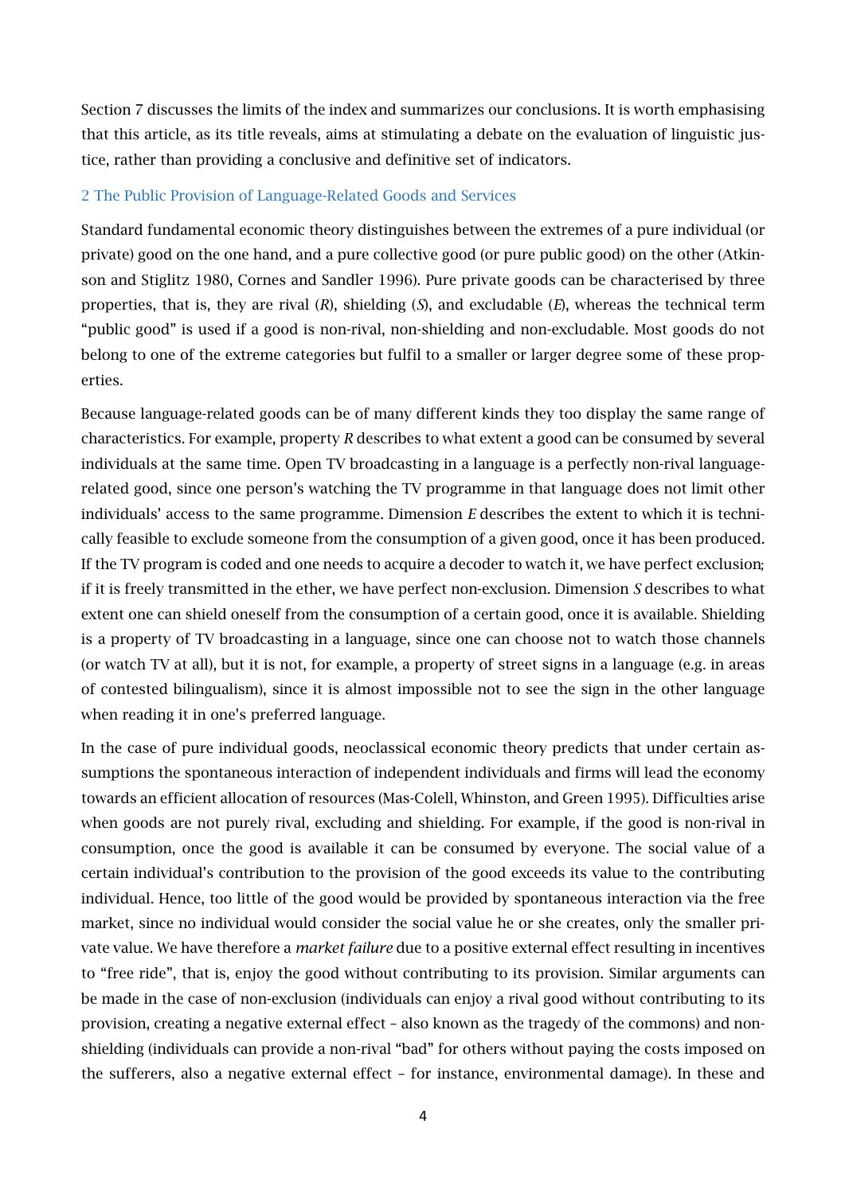Section 7 discusses the limits of the index and summarizes our conclusions. It is worth emphasising that this article, as its title reveals, aims at stimulating a debate on the evaluation of linguistic justice, rather than providing a conclusive and definitive set of indicators.

## 2 The Public Provision of Language-Related Goods and Services

Standard fundamental economic theory distinguishes between the extremes of a pure individual (or private) good on the one hand, and a pure collective good (or pure public good) on the other (Atkinson and Stiglitz 1980, Cornes and Sandler 1996). Pure private goods can be characterised by three properties, that is, they are rival (*R*), shielding (*S*), and excludable (*E*), whereas the technical term "public good" is used if a good is non-rival, non-shielding and non-excludable. Most goods do not belong to one of the extreme categories but fulfil to a smaller or larger degree some of these properties.

Because language-related goods can be of many different kinds they too display the same range of characteristics. For example, property *R* describes to what extent a good can be consumed by several individuals at the same time. Open TV broadcasting in a language is a perfectly non-rival language-related good, since one person's watching the TV programme in that language does not limit other individuals' access to the same programme. Dimension *E* describes the extent to which it is technically feasible to exclude someone from the consumption of a given good, once it has been produced. If the TV program is coded and one needs to acquire a decoder to watch it, we have perfect exclusion; if it is freely transmitted in the ether, we have perfect non-exclusion. Dimension *S* describes to what extent one can shield oneself from the consumption of a certain good, once it is available. Shielding is a property of TV broadcasting in a language, since one can choose not to watch those channels (or watch TV at all), but it is not, for example, a property of street signs in a language (e.g. in areas of contested bilingualism), since it is almost impossible not to see the sign in the other language when reading it in one's preferred language.

In the case of pure individual goods, neoclassical economic theory predicts that under certain assumptions the spontaneous interaction of independent individuals and firms will lead the economy towards an efficient allocation of resources (Mas-Colell, Whinston, and Green 1995). Difficulties arise when goods are not purely rival, excluding and shielding. For example, if the good is non-rival in consumption, once the good is available it can be consumed by everyone. The social value of a certain individual's contribution to the provision of the good exceeds its value to the contributing individual. Hence, too little of the good would be provided by spontaneous interaction via the free market, since no individual would consider the social value he or she creates, only the smaller private value. We have therefore a *market failure* due to a positive external effect resulting in incentives to "free ride", that is, enjoy the good without contributing to its provision. Similar arguments can be made in the case of non-exclusion (individuals can enjoy a rival good without contributing to its provision, creating a negative external effect – also known as the tragedy of the commons) and non-shielding (individuals can provide a non-rival "bad" for others without paying the costs imposed on the sufferers, also a negative external effect – for instance, environmental damage). In these and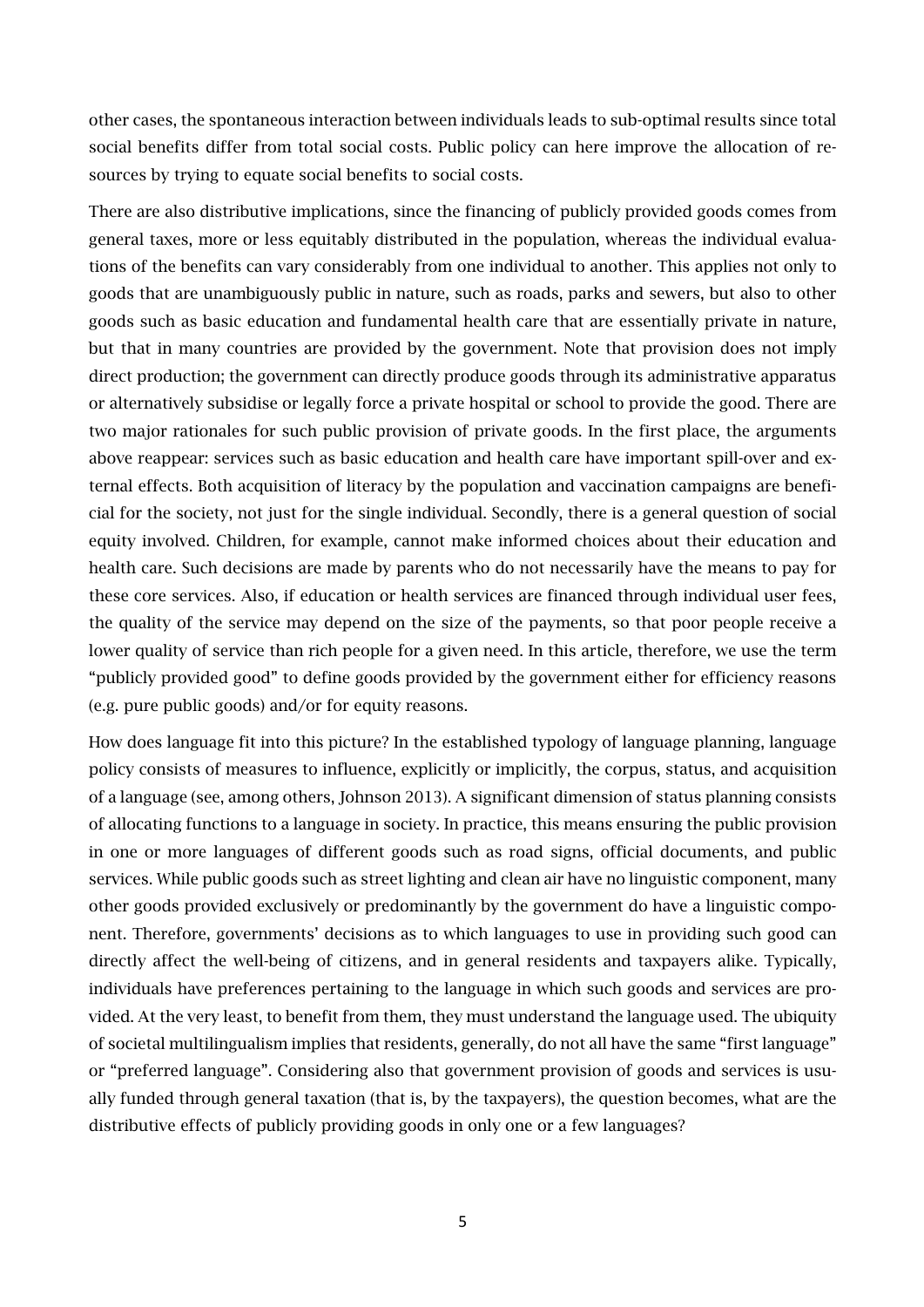other cases, the spontaneous interaction between individuals leads to sub-optimal results since total social benefits differ from total social costs. Public policy can here improve the allocation of resources by trying to equate social benefits to social costs.

There are also distributive implications, since the financing of publicly provided goods comes from general taxes, more or less equitably distributed in the population, whereas the individual evaluations of the benefits can vary considerably from one individual to another. This applies not only to goods that are unambiguously public in nature, such as roads, parks and sewers, but also to other goods such as basic education and fundamental health care that are essentially private in nature, but that in many countries are provided by the government. Note that provision does not imply direct production; the government can directly produce goods through its administrative apparatus or alternatively subsidise or legally force a private hospital or school to provide the good. There are two major rationales for such public provision of private goods. In the first place, the arguments above reappear: services such as basic education and health care have important spill-over and external effects. Both acquisition of literacy by the population and vaccination campaigns are beneficial for the society, not just for the single individual. Secondly, there is a general question of social equity involved. Children, for example, cannot make informed choices about their education and health care. Such decisions are made by parents who do not necessarily have the means to pay for these core services. Also, if education or health services are financed through individual user fees, the quality of the service may depend on the size of the payments, so that poor people receive a lower quality of service than rich people for a given need. In this article, therefore, we use the term "publicly provided good" to define goods provided by the government either for efficiency reasons (e.g. pure public goods) and/or for equity reasons.

How does language fit into this picture? In the established typology of language planning, language policy consists of measures to influence, explicitly or implicitly, the corpus, status, and acquisition of a language (see, among others, Johnson 2013). A significant dimension of status planning consists of allocating functions to a language in society. In practice, this means ensuring the public provision in one or more languages of different goods such as road signs, official documents, and public services. While public goods such as street lighting and clean air have no linguistic component, many other goods provided exclusively or predominantly by the government do have a linguistic component. Therefore, governments' decisions as to which languages to use in providing such good can directly affect the well-being of citizens, and in general residents and taxpayers alike. Typically, individuals have preferences pertaining to the language in which such goods and services are provided. At the very least, to benefit from them, they must understand the language used. The ubiquity of societal multilingualism implies that residents, generally, do not all have the same "first language" or "preferred language". Considering also that government provision of goods and services is usually funded through general taxation (that is, by the taxpayers), the question becomes, what are the distributive effects of publicly providing goods in only one or a few languages?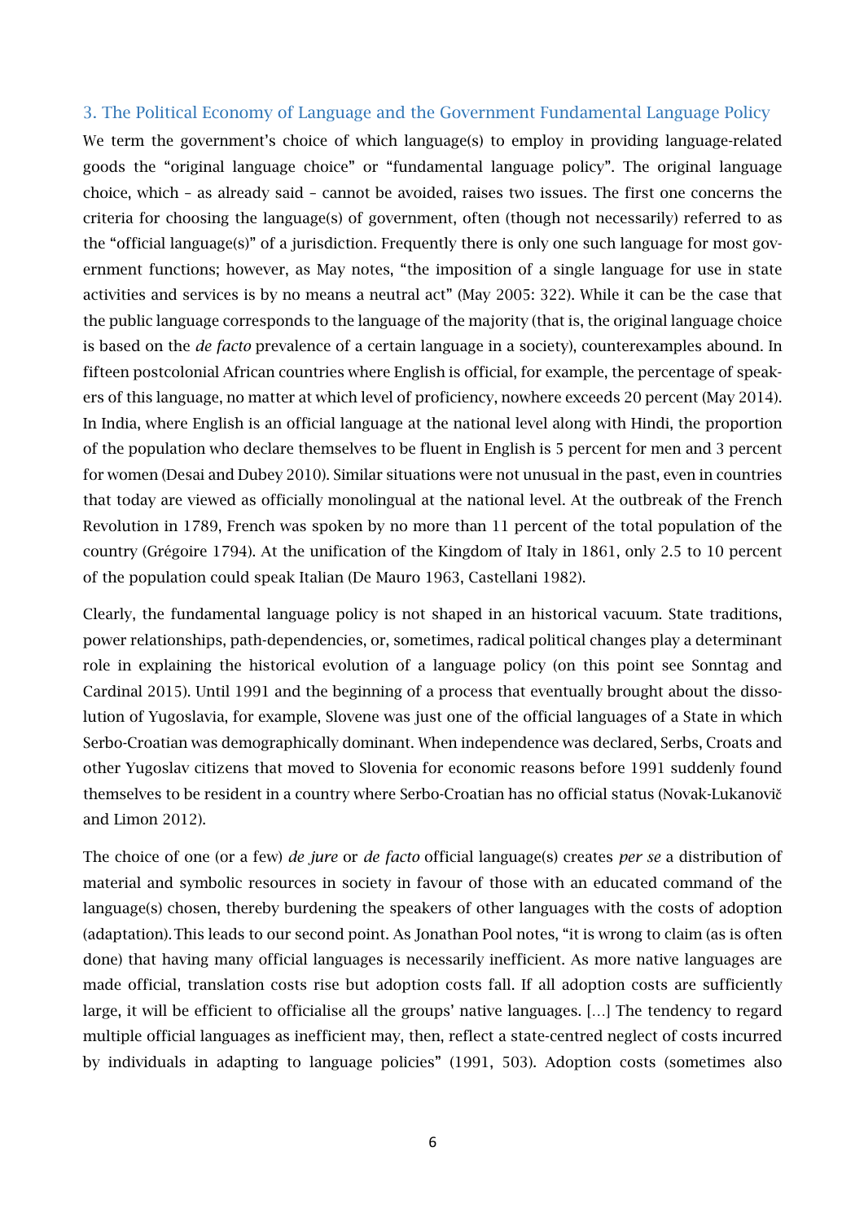### 3. The Political Economy of Language and the Government Fundamental Language Policy

We term the government's choice of which language(s) to employ in providing language-related goods the "original language choice" or "fundamental language policy". The original language choice, which – as already said – cannot be avoided, raises two issues. The first one concerns the criteria for choosing the language(s) of government, often (though not necessarily) referred to as the "official language(s)" of a jurisdiction. Frequently there is only one such language for most government functions; however, as May notes, "the imposition of a single language for use in state activities and services is by no means a neutral act" (May 2005: 322). While it can be the case that the public language corresponds to the language of the majority (that is, the original language choice is based on the *de facto* prevalence of a certain language in a society), counterexamples abound. In fifteen postcolonial African countries where English is official, for example, the percentage of speakers of this language, no matter at which level of proficiency, nowhere exceeds 20 percent (May 2014). In India, where English is an official language at the national level along with Hindi, the proportion of the population who declare themselves to be fluent in English is 5 percent for men and 3 percent for women (Desai and Dubey 2010). Similar situations were not unusual in the past, even in countries that today are viewed as officially monolingual at the national level. At the outbreak of the French Revolution in 1789, French was spoken by no more than 11 percent of the total population of the country (Grégoire 1794). At the unification of the Kingdom of Italy in 1861, only 2.5 to 10 percent of the population could speak Italian (De Mauro 1963, Castellani 1982).

Clearly, the fundamental language policy is not shaped in an historical vacuum. State traditions, power relationships, path-dependencies, or, sometimes, radical political changes play a determinant role in explaining the historical evolution of a language policy (on this point see Sonntag and Cardinal 2015). Until 1991 and the beginning of a process that eventually brought about the dissolution of Yugoslavia, for example, Slovene was just one of the official languages of a State in which Serbo-Croatian was demographically dominant. When independence was declared, Serbs, Croats and other Yugoslav citizens that moved to Slovenia for economic reasons before 1991 suddenly found themselves to be resident in a country where Serbo-Croatian has no official status (Novak-Lukanovič and Limon 2012).

The choice of one (or a few) *de jure* or *de facto* official language(s) creates *per se* a distribution of material and symbolic resources in society in favour of those with an educated command of the language(s) chosen, thereby burdening the speakers of other languages with the costs of adoption (adaptation). This leads to our second point. As Jonathan Pool notes, "it is wrong to claim (as is often done) that having many official languages is necessarily inefficient. As more native languages are made official, translation costs rise but adoption costs fall. If all adoption costs are sufficiently large, it will be efficient to officialise all the groups' native languages. [...] The tendency to regard multiple official languages as inefficient may, then, reflect a state-centred neglect of costs incurred by individuals in adapting to language policies" (1991, 503). Adoption costs (sometimes also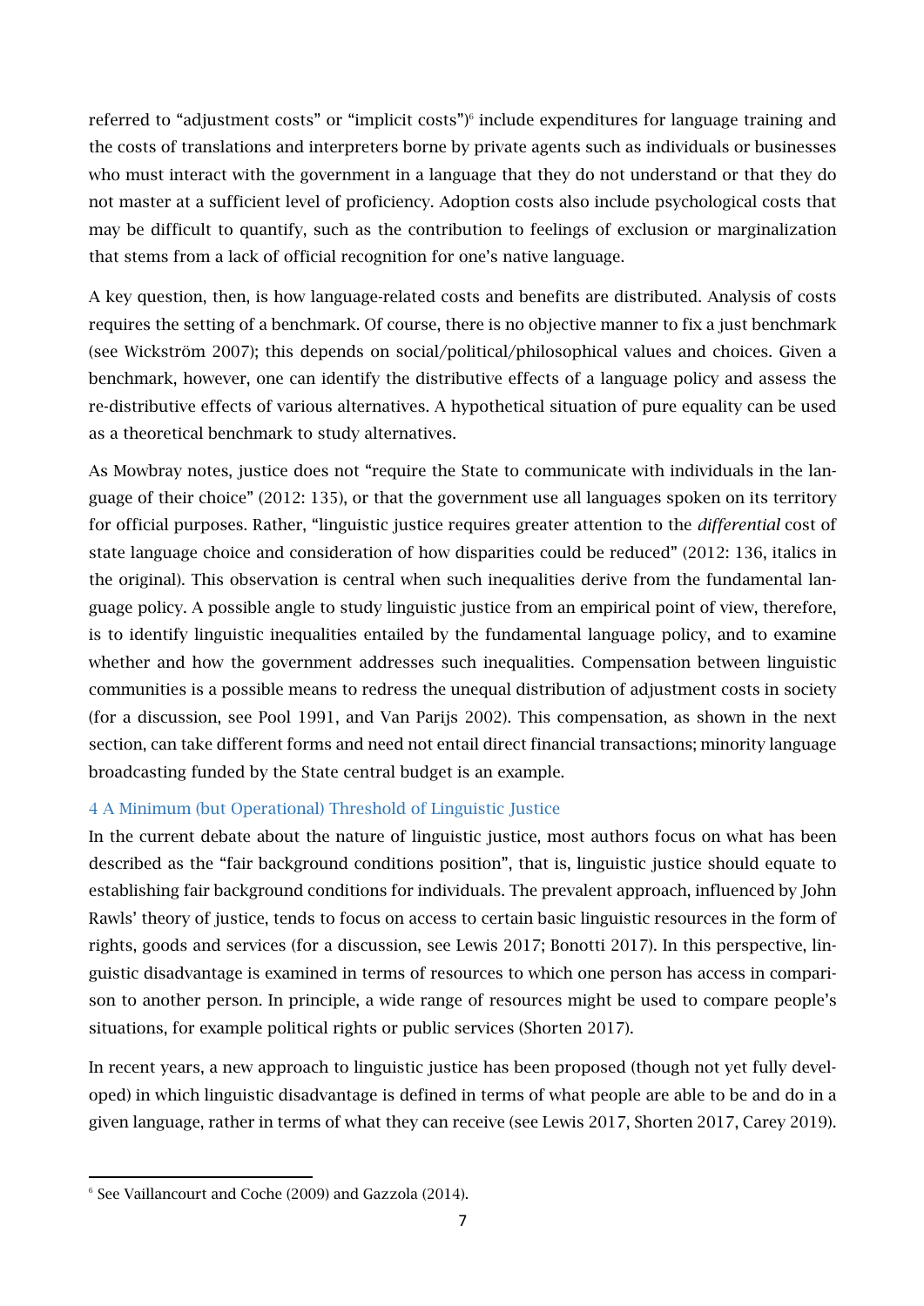referred to "adjustment costs" or "implicit costs")[6] include expenditures for language training and the costs of translations and interpreters borne by private agents such as individuals or businesses who must interact with the government in a language that they do not understand or that they do not master at a sufficient level of proficiency. Adoption costs also include psychological costs that may be difficult to quantify, such as the contribution to feelings of exclusion or marginalization that stems from a lack of official recognition for one's native language.

A key question, then, is how language-related costs and benefits are distributed. Analysis of costs requires the setting of a benchmark. Of course, there is no objective manner to fix a just benchmark (see Wickström 2007); this depends on social/political/philosophical values and choices. Given a benchmark, however, one can identify the distributive effects of a language policy and assess the re-distributive effects of various alternatives. A hypothetical situation of pure equality can be used as a theoretical benchmark to study alternatives.

As Mowbray notes, justice does not "require the State to communicate with individuals in the language of their choice" (2012: 135), or that the government use all languages spoken on its territory for official purposes. Rather, "linguistic justice requires greater attention to the *differential* cost of state language choice and consideration of how disparities could be reduced" (2012: 136, italics in the original). This observation is central when such inequalities derive from the fundamental language policy. A possible angle to study linguistic justice from an empirical point of view, therefore, is to identify linguistic inequalities entailed by the fundamental language policy, and to examine whether and how the government addresses such inequalities. Compensation between linguistic communities is a possible means to redress the unequal distribution of adjustment costs in society (for a discussion, see Pool 1991, and Van Parijs 2002). This compensation, as shown in the next section, can take different forms and need not entail direct financial transactions; minority language broadcasting funded by the State central budget is an example.

## 4 A Minimum (but Operational) Threshold of Linguistic Justice

In the current debate about the nature of linguistic justice, most authors focus on what has been described as the "fair background conditions position", that is, linguistic justice should equate to establishing fair background conditions for individuals. The prevalent approach, influenced by John Rawls' theory of justice, tends to focus on access to certain basic linguistic resources in the form of rights, goods and services (for a discussion, see Lewis 2017; Bonotti 2017). In this perspective, linguistic disadvantage is examined in terms of resources to which one person has access in comparison to another person. In principle, a wide range of resources might be used to compare people's situations, for example political rights or public services (Shorten 2017).

In recent years, a new approach to linguistic justice has been proposed (though not yet fully developed) in which linguistic disadvantage is defined in terms of what people are able to be and do in a given language, rather in terms of what they can receive (see Lewis 2017, Shorten 2017, Carey 2019).

---

[6] See Vaillancourt and Coche (2009) and Gazzola (2014).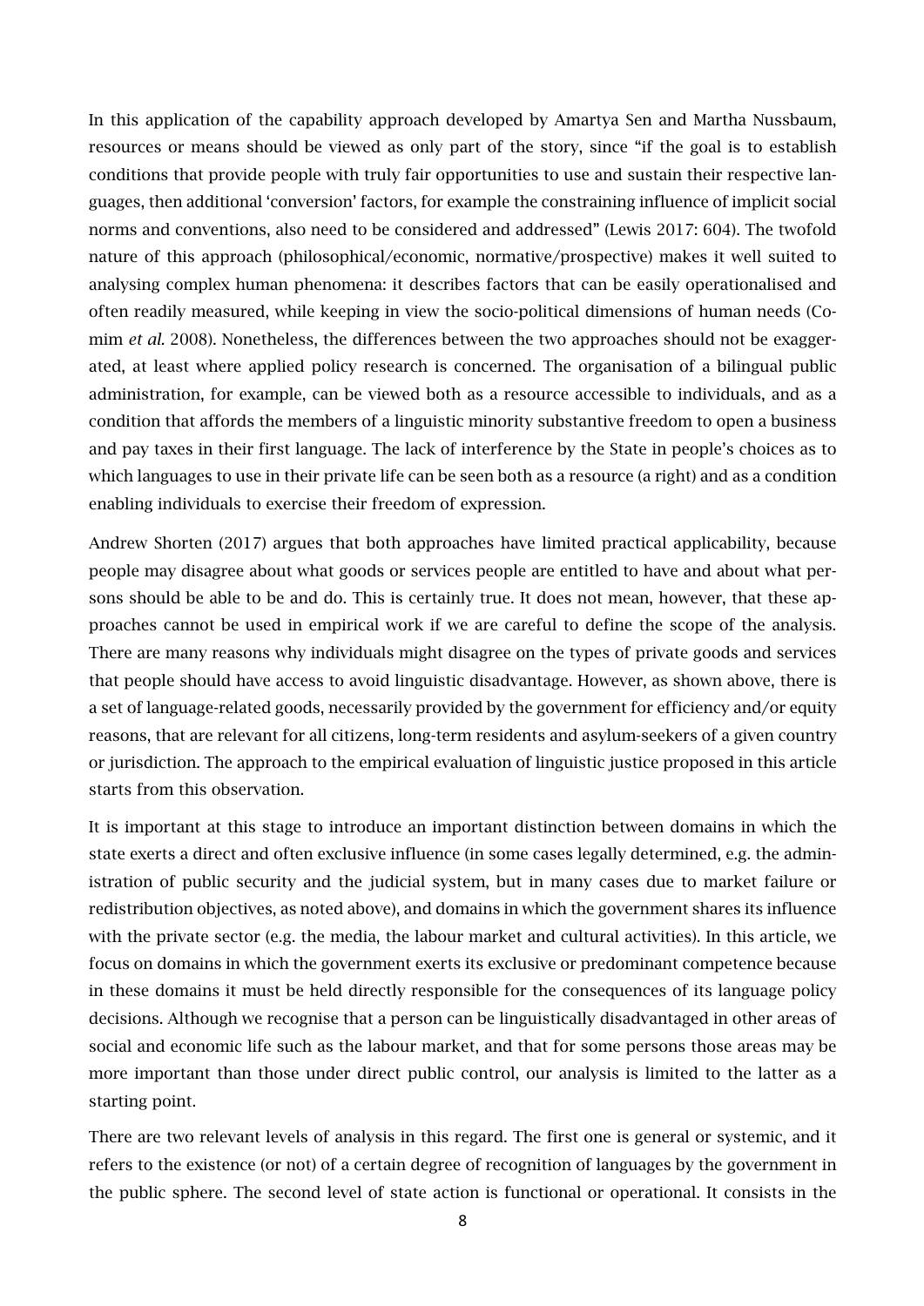In this application of the capability approach developed by Amartya Sen and Martha Nussbaum, resources or means should be viewed as only part of the story, since "if the goal is to establish conditions that provide people with truly fair opportunities to use and sustain their respective languages, then additional 'conversion' factors, for example the constraining influence of implicit social norms and conventions, also need to be considered and addressed" (Lewis 2017: 604). The twofold nature of this approach (philosophical/economic, normative/prospective) makes it well suited to analysing complex human phenomena: it describes factors that can be easily operationalised and often readily measured, while keeping in view the socio-political dimensions of human needs (Comim *et al.* 2008). Nonetheless, the differences between the two approaches should not be exaggerated, at least where applied policy research is concerned. The organisation of a bilingual public administration, for example, can be viewed both as a resource accessible to individuals, and as a condition that affords the members of a linguistic minority substantive freedom to open a business and pay taxes in their first language. The lack of interference by the State in people's choices as to which languages to use in their private life can be seen both as a resource (a right) and as a condition enabling individuals to exercise their freedom of expression.

Andrew Shorten (2017) argues that both approaches have limited practical applicability, because people may disagree about what goods or services people are entitled to have and about what persons should be able to be and do. This is certainly true. It does not mean, however, that these approaches cannot be used in empirical work if we are careful to define the scope of the analysis. There are many reasons why individuals might disagree on the types of private goods and services that people should have access to avoid linguistic disadvantage. However, as shown above, there is a set of language-related goods, necessarily provided by the government for efficiency and/or equity reasons, that are relevant for all citizens, long-term residents and asylum-seekers of a given country or jurisdiction. The approach to the empirical evaluation of linguistic justice proposed in this article starts from this observation.

It is important at this stage to introduce an important distinction between domains in which the state exerts a direct and often exclusive influence (in some cases legally determined, e.g. the administration of public security and the judicial system, but in many cases due to market failure or redistribution objectives, as noted above), and domains in which the government shares its influence with the private sector (e.g. the media, the labour market and cultural activities). In this article, we focus on domains in which the government exerts its exclusive or predominant competence because in these domains it must be held directly responsible for the consequences of its language policy decisions. Although we recognise that a person can be linguistically disadvantaged in other areas of social and economic life such as the labour market, and that for some persons those areas may be more important than those under direct public control, our analysis is limited to the latter as a starting point.

There are two relevant levels of analysis in this regard. The first one is general or systemic, and it refers to the existence (or not) of a certain degree of recognition of languages by the government in the public sphere. The second level of state action is functional or operational. It consists in the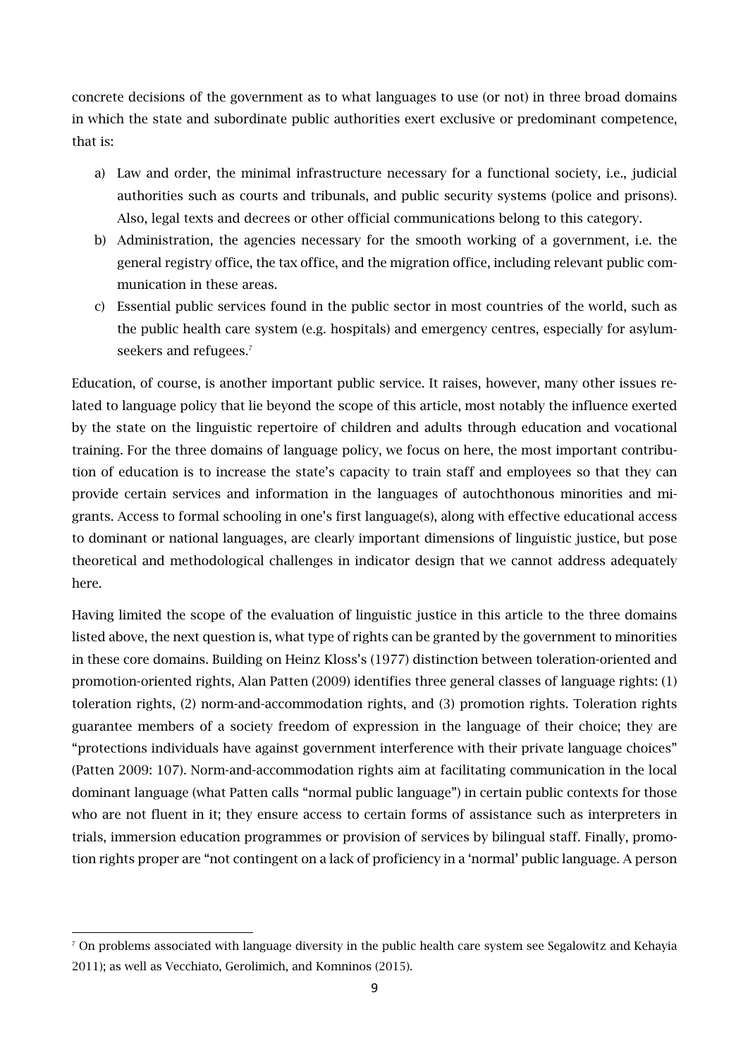concrete decisions of the government as to what languages to use (or not) in three broad domains in which the state and subordinate public authorities exert exclusive or predominant competence, that is:

a) Law and order, the minimal infrastructure necessary for a functional society, i.e., judicial authorities such as courts and tribunals, and public security systems (police and prisons). Also, legal texts and decrees or other official communications belong to this category.
b) Administration, the agencies necessary for the smooth working of a government, i.e. the general registry office, the tax office, and the migration office, including relevant public communication in these areas.
c) Essential public services found in the public sector in most countries of the world, such as the public health care system (e.g. hospitals) and emergency centres, especially for asylum-seekers and refugees.[7]

Education, of course, is another important public service. It raises, however, many other issues related to language policy that lie beyond the scope of this article, most notably the influence exerted by the state on the linguistic repertoire of children and adults through education and vocational training. For the three domains of language policy, we focus on here, the most important contribution of education is to increase the state's capacity to train staff and employees so that they can provide certain services and information in the languages of autochthonous minorities and migrants. Access to formal schooling in one's first language(s), along with effective educational access to dominant or national languages, are clearly important dimensions of linguistic justice, but pose theoretical and methodological challenges in indicator design that we cannot address adequately here.

Having limited the scope of the evaluation of linguistic justice in this article to the three domains listed above, the next question is, what type of rights can be granted by the government to minorities in these core domains. Building on Heinz Kloss's (1977) distinction between toleration-oriented and promotion-oriented rights, Alan Patten (2009) identifies three general classes of language rights: (1) toleration rights, (2) norm-and-accommodation rights, and (3) promotion rights. Toleration rights guarantee members of a society freedom of expression in the language of their choice; they are "protections individuals have against government interference with their private language choices" (Patten 2009: 107). Norm-and-accommodation rights aim at facilitating communication in the local dominant language (what Patten calls "normal public language") in certain public contexts for those who are not fluent in it; they ensure access to certain forms of assistance such as interpreters in trials, immersion education programmes or provision of services by bilingual staff. Finally, promotion rights proper are "not contingent on a lack of proficiency in a 'normal' public language. A person

[7] On problems associated with language diversity in the public health care system see Segalowitz and Kehayia 2011); as well as Vecchiato, Gerolimich, and Komninos (2015).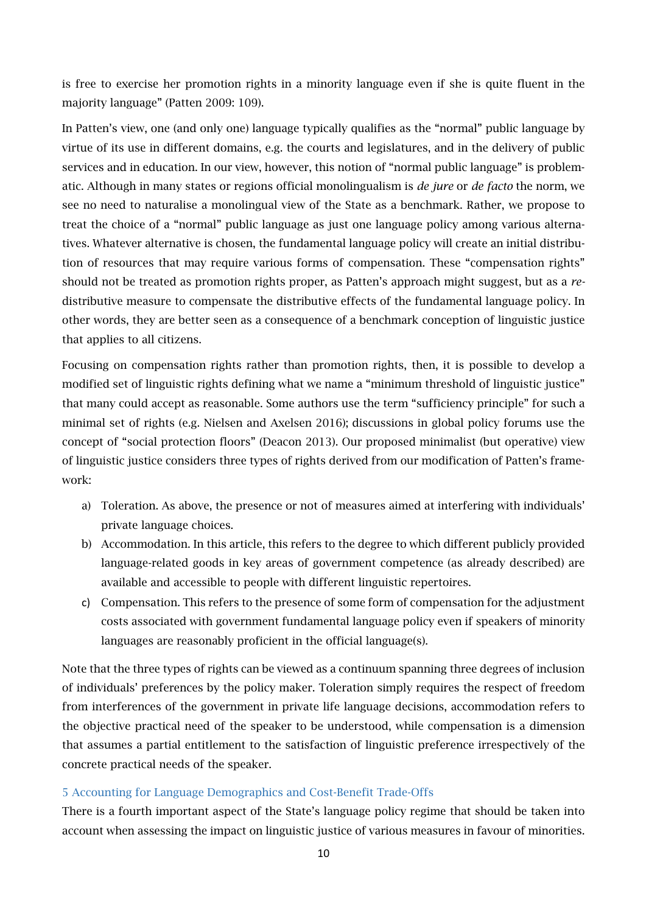is free to exercise her promotion rights in a minority language even if she is quite fluent in the majority language" (Patten 2009: 109).

In Patten's view, one (and only one) language typically qualifies as the "normal" public language by virtue of its use in different domains, e.g. the courts and legislatures, and in the delivery of public services and in education. In our view, however, this notion of "normal public language" is problematic. Although in many states or regions official monolingualism is *de jure* or *de facto* the norm, we see no need to naturalise a monolingual view of the State as a benchmark. Rather, we propose to treat the choice of a "normal" public language as just one language policy among various alternatives. Whatever alternative is chosen, the fundamental language policy will create an initial distribution of resources that may require various forms of compensation. These "compensation rights" should not be treated as promotion rights proper, as Patten's approach might suggest, but as a *re*-distributive measure to compensate the distributive effects of the fundamental language policy. In other words, they are better seen as a consequence of a benchmark conception of linguistic justice that applies to all citizens.

Focusing on compensation rights rather than promotion rights, then, it is possible to develop a modified set of linguistic rights defining what we name a "minimum threshold of linguistic justice" that many could accept as reasonable. Some authors use the term "sufficiency principle" for such a minimal set of rights (e.g. Nielsen and Axelsen 2016); discussions in global policy forums use the concept of "social protection floors" (Deacon 2013). Our proposed minimalist (but operative) view of linguistic justice considers three types of rights derived from our modification of Patten's framework:

a) Toleration. As above, the presence or not of measures aimed at interfering with individuals' private language choices.
b) Accommodation. In this article, this refers to the degree to which different publicly provided language-related goods in key areas of government competence (as already described) are available and accessible to people with different linguistic repertoires.
c) Compensation. This refers to the presence of some form of compensation for the adjustment costs associated with government fundamental language policy even if speakers of minority languages are reasonably proficient in the official language(s).

Note that the three types of rights can be viewed as a continuum spanning three degrees of inclusion of individuals' preferences by the policy maker. Toleration simply requires the respect of freedom from interferences of the government in private life language decisions, accommodation refers to the objective practical need of the speaker to be understood, while compensation is a dimension that assumes a partial entitlement to the satisfaction of linguistic preference irrespectively of the concrete practical needs of the speaker.

## 5 Accounting for Language Demographics and Cost-Benefit Trade-Offs

There is a fourth important aspect of the State's language policy regime that should be taken into account when assessing the impact on linguistic justice of various measures in favour of minorities.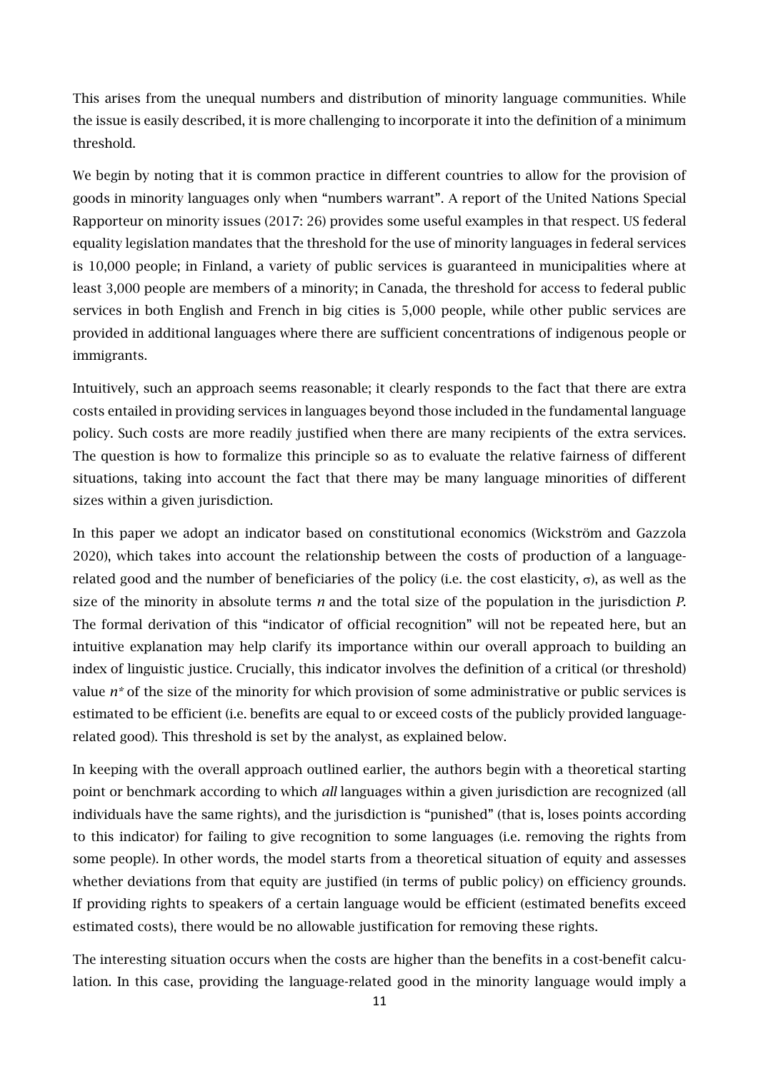This arises from the unequal numbers and distribution of minority language communities. While the issue is easily described, it is more challenging to incorporate it into the definition of a minimum threshold.

We begin by noting that it is common practice in different countries to allow for the provision of goods in minority languages only when "numbers warrant". A report of the United Nations Special Rapporteur on minority issues (2017: 26) provides some useful examples in that respect. US federal equality legislation mandates that the threshold for the use of minority languages in federal services is 10,000 people; in Finland, a variety of public services is guaranteed in municipalities where at least 3,000 people are members of a minority; in Canada, the threshold for access to federal public services in both English and French in big cities is 5,000 people, while other public services are provided in additional languages where there are sufficient concentrations of indigenous people or immigrants.

Intuitively, such an approach seems reasonable; it clearly responds to the fact that there are extra costs entailed in providing services in languages beyond those included in the fundamental language policy. Such costs are more readily justified when there are many recipients of the extra services. The question is how to formalize this principle so as to evaluate the relative fairness of different situations, taking into account the fact that there may be many language minorities of different sizes within a given jurisdiction.

In this paper we adopt an indicator based on constitutional economics (Wickström and Gazzola 2020), which takes into account the relationship between the costs of production of a language-related good and the number of beneficiaries of the policy (i.e. the cost elasticity, $\sigma$), as well as the size of the minority in absolute terms $n$ and the total size of the population in the jurisdiction $P$. The formal derivation of this "indicator of official recognition" will not be repeated here, but an intuitive explanation may help clarify its importance within our overall approach to building an index of linguistic justice. Crucially, this indicator involves the definition of a critical (or threshold) value $n^*$ of the size of the minority for which provision of some administrative or public services is estimated to be efficient (i.e. benefits are equal to or exceed costs of the publicly provided language-related good). This threshold is set by the analyst, as explained below.

In keeping with the overall approach outlined earlier, the authors begin with a theoretical starting point or benchmark according to which *all* languages within a given jurisdiction are recognized (all individuals have the same rights), and the jurisdiction is "punished" (that is, loses points according to this indicator) for failing to give recognition to some languages (i.e. removing the rights from some people). In other words, the model starts from a theoretical situation of equity and assesses whether deviations from that equity are justified (in terms of public policy) on efficiency grounds. If providing rights to speakers of a certain language would be efficient (estimated benefits exceed estimated costs), there would be no allowable justification for removing these rights.

The interesting situation occurs when the costs are higher than the benefits in a cost-benefit calculation. In this case, providing the language-related good in the minority language would imply a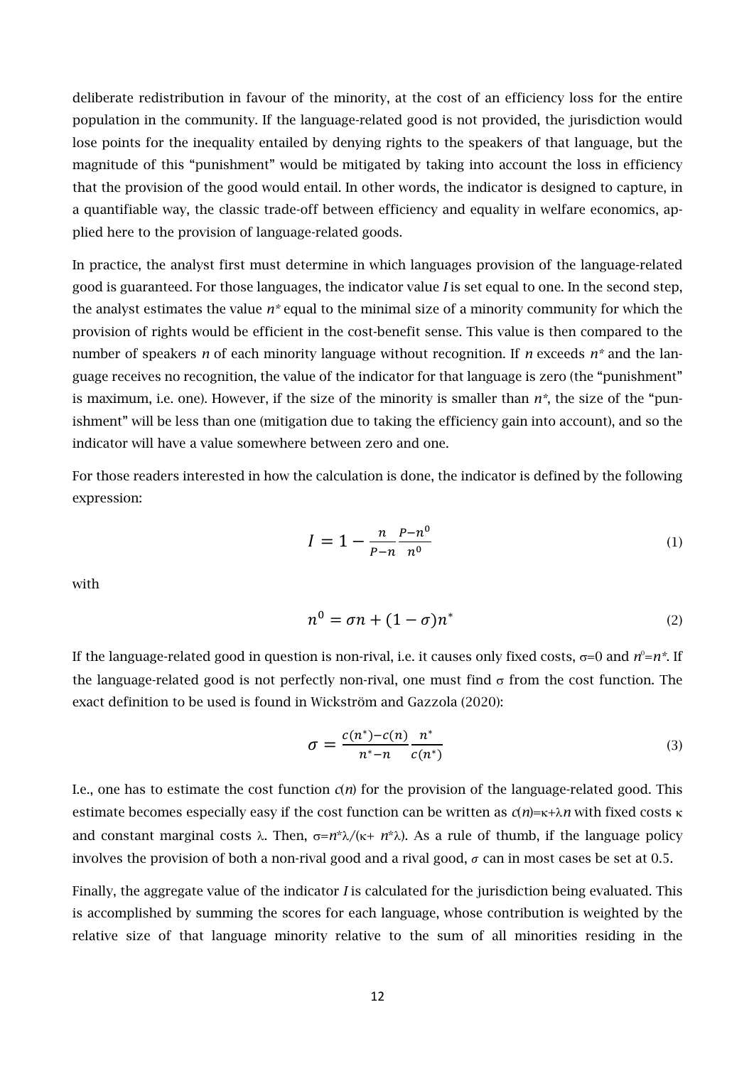deliberate redistribution in favour of the minority, at the cost of an efficiency loss for the entire population in the community. If the language-related good is not provided, the jurisdiction would lose points for the inequality entailed by denying rights to the speakers of that language, but the magnitude of this "punishment" would be mitigated by taking into account the loss in efficiency that the provision of the good would entail. In other words, the indicator is designed to capture, in a quantifiable way, the classic trade-off between efficiency and equality in welfare economics, applied here to the provision of language-related goods.

In practice, the analyst first must determine in which languages provision of the language-related good is guaranteed. For those languages, the indicator value $I$ is set equal to one. In the second step, the analyst estimates the value $n^*$ equal to the minimal size of a minority community for which the provision of rights would be efficient in the cost-benefit sense. This value is then compared to the number of speakers $n$ of each minority language without recognition. If $n$ exceeds $n^*$ and the language receives no recognition, the value of the indicator for that language is zero (the "punishment" is maximum, i.e. one). However, if the size of the minority is smaller than $n^*$, the size of the "punishment" will be less than one (mitigation due to taking the efficiency gain into account), and so the indicator will have a value somewhere between zero and one.

For those readers interested in how the calculation is done, the indicator is defined by the following expression:

$$I = 1 - \frac{n}{P-n}\frac{P-n^0}{n^0} \tag{1}$$

with

$$n^0 = \sigma n + (1-\sigma)n^* \tag{2}$$

If the language-related good in question is non-rival, i.e. it causes only fixed costs, $\sigma=0$ and $n^0=n^*$. If the language-related good is not perfectly non-rival, one must find $\sigma$ from the cost function. The exact definition to be used is found in Wickström and Gazzola (2020):

$$\sigma = \frac{c(n^*)-c(n)}{n^*-n}\frac{n^*}{c(n^*)} \tag{3}$$

I.e., one has to estimate the cost function $c(n)$ for the provision of the language-related good. This estimate becomes especially easy if the cost function can be written as $c(n)=\kappa+\lambda n$ with fixed costs $\kappa$ and constant marginal costs $\lambda$. Then, $\sigma=n^*\lambda/(\kappa+n^*\lambda)$. As a rule of thumb, if the language policy involves the provision of both a non-rival good and a rival good, $\sigma$ can in most cases be set at 0.5.

Finally, the aggregate value of the indicator $I$ is calculated for the jurisdiction being evaluated. This is accomplished by summing the scores for each language, whose contribution is weighted by the relative size of that language minority relative to the sum of all minorities residing in the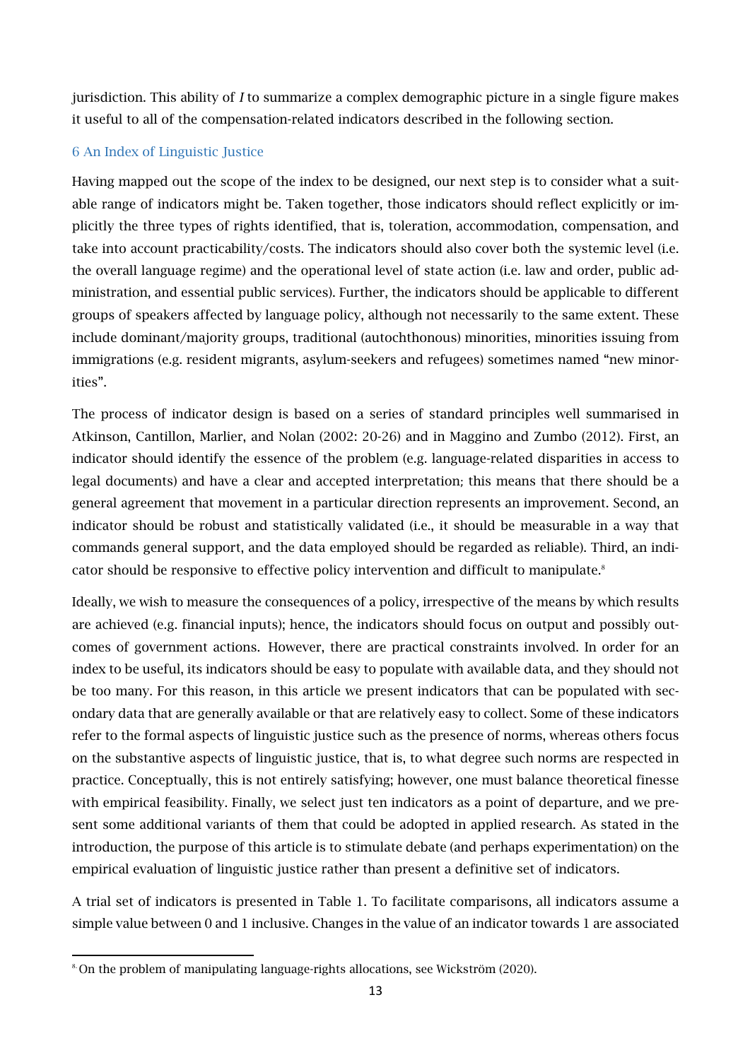jurisdiction. This ability of *I* to summarize a complex demographic picture in a single figure makes it useful to all of the compensation-related indicators described in the following section.

## 6 An Index of Linguistic Justice

Having mapped out the scope of the index to be designed, our next step is to consider what a suitable range of indicators might be. Taken together, those indicators should reflect explicitly or implicitly the three types of rights identified, that is, toleration, accommodation, compensation, and take into account practicability/costs. The indicators should also cover both the systemic level (i.e. the overall language regime) and the operational level of state action (i.e. law and order, public administration, and essential public services). Further, the indicators should be applicable to different groups of speakers affected by language policy, although not necessarily to the same extent. These include dominant/majority groups, traditional (autochthonous) minorities, minorities issuing from immigrations (e.g. resident migrants, asylum-seekers and refugees) sometimes named "new minorities".

The process of indicator design is based on a series of standard principles well summarised in Atkinson, Cantillon, Marlier, and Nolan (2002: 20-26) and in Maggino and Zumbo (2012). First, an indicator should identify the essence of the problem (e.g. language-related disparities in access to legal documents) and have a clear and accepted interpretation; this means that there should be a general agreement that movement in a particular direction represents an improvement. Second, an indicator should be robust and statistically validated (i.e., it should be measurable in a way that commands general support, and the data employed should be regarded as reliable). Third, an indicator should be responsive to effective policy intervention and difficult to manipulate.[8]

Ideally, we wish to measure the consequences of a policy, irrespective of the means by which results are achieved (e.g. financial inputs); hence, the indicators should focus on output and possibly outcomes of government actions. However, there are practical constraints involved. In order for an index to be useful, its indicators should be easy to populate with available data, and they should not be too many. For this reason, in this article we present indicators that can be populated with secondary data that are generally available or that are relatively easy to collect. Some of these indicators refer to the formal aspects of linguistic justice such as the presence of norms, whereas others focus on the substantive aspects of linguistic justice, that is, to what degree such norms are respected in practice. Conceptually, this is not entirely satisfying; however, one must balance theoretical finesse with empirical feasibility. Finally, we select just ten indicators as a point of departure, and we present some additional variants of them that could be adopted in applied research. As stated in the introduction, the purpose of this article is to stimulate debate (and perhaps experimentation) on the empirical evaluation of linguistic justice rather than present a definitive set of indicators.

A trial set of indicators is presented in Table 1. To facilitate comparisons, all indicators assume a simple value between 0 and 1 inclusive. Changes in the value of an indicator towards 1 are associated

[8] On the problem of manipulating language-rights allocations, see Wickström (2020).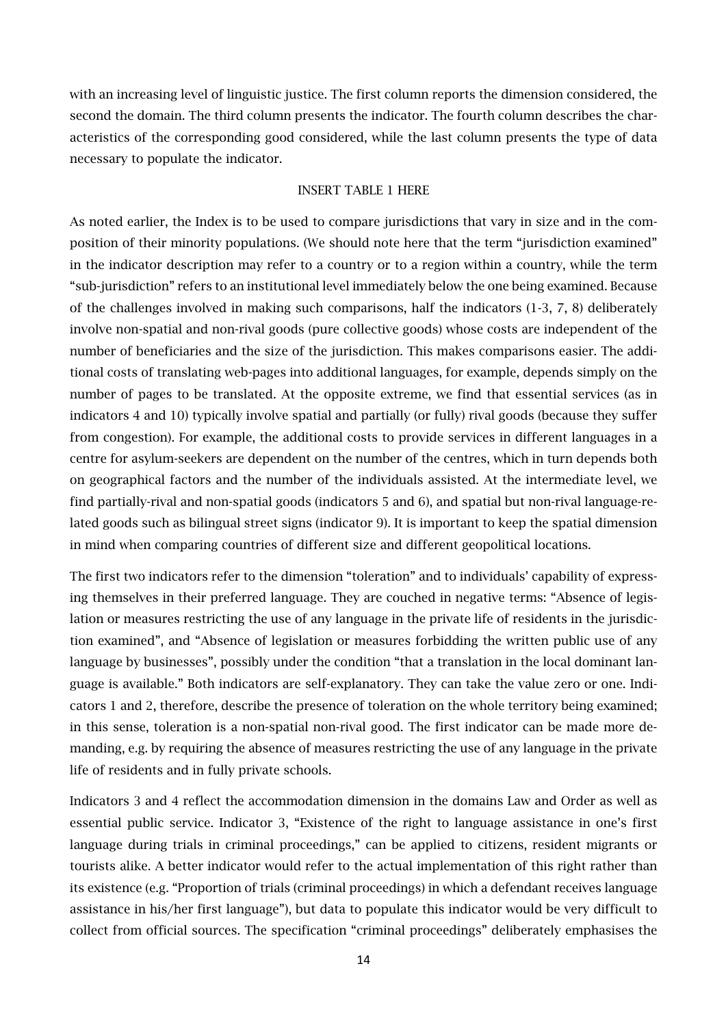with an increasing level of linguistic justice. The first column reports the dimension considered, the second the domain. The third column presents the indicator. The fourth column describes the characteristics of the corresponding good considered, while the last column presents the type of data necessary to populate the indicator.

INSERT TABLE 1 HERE

As noted earlier, the Index is to be used to compare jurisdictions that vary in size and in the composition of their minority populations. (We should note here that the term "jurisdiction examined" in the indicator description may refer to a country or to a region within a country, while the term "sub-jurisdiction" refers to an institutional level immediately below the one being examined. Because of the challenges involved in making such comparisons, half the indicators (1-3, 7, 8) deliberately involve non-spatial and non-rival goods (pure collective goods) whose costs are independent of the number of beneficiaries and the size of the jurisdiction. This makes comparisons easier. The additional costs of translating web-pages into additional languages, for example, depends simply on the number of pages to be translated. At the opposite extreme, we find that essential services (as in indicators 4 and 10) typically involve spatial and partially (or fully) rival goods (because they suffer from congestion). For example, the additional costs to provide services in different languages in a centre for asylum-seekers are dependent on the number of the centres, which in turn depends both on geographical factors and the number of the individuals assisted. At the intermediate level, we find partially-rival and non-spatial goods (indicators 5 and 6), and spatial but non-rival language-related goods such as bilingual street signs (indicator 9). It is important to keep the spatial dimension in mind when comparing countries of different size and different geopolitical locations.

The first two indicators refer to the dimension "toleration" and to individuals' capability of expressing themselves in their preferred language. They are couched in negative terms: "Absence of legislation or measures restricting the use of any language in the private life of residents in the jurisdiction examined", and "Absence of legislation or measures forbidding the written public use of any language by businesses", possibly under the condition "that a translation in the local dominant language is available." Both indicators are self-explanatory. They can take the value zero or one. Indicators 1 and 2, therefore, describe the presence of toleration on the whole territory being examined; in this sense, toleration is a non-spatial non-rival good. The first indicator can be made more demanding, e.g. by requiring the absence of measures restricting the use of any language in the private life of residents and in fully private schools.

Indicators 3 and 4 reflect the accommodation dimension in the domains Law and Order as well as essential public service. Indicator 3, "Existence of the right to language assistance in one's first language during trials in criminal proceedings," can be applied to citizens, resident migrants or tourists alike. A better indicator would refer to the actual implementation of this right rather than its existence (e.g. "Proportion of trials (criminal proceedings) in which a defendant receives language assistance in his/her first language"), but data to populate this indicator would be very difficult to collect from official sources. The specification "criminal proceedings" deliberately emphasises the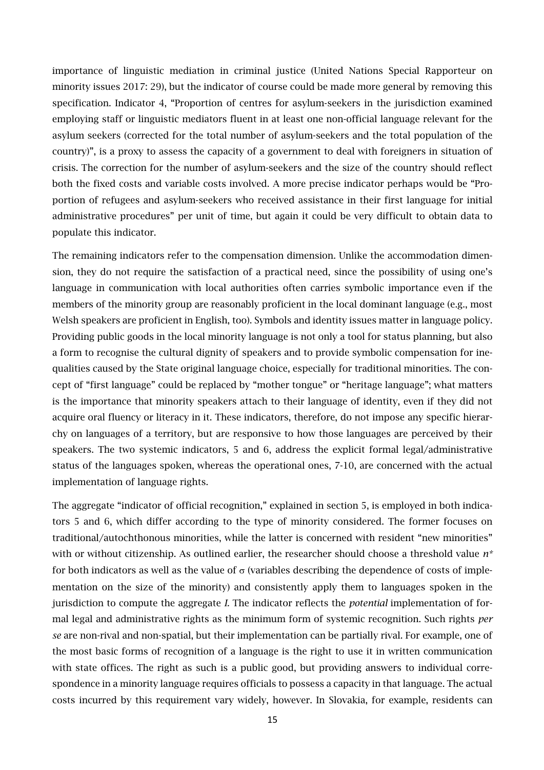importance of linguistic mediation in criminal justice (United Nations Special Rapporteur on minority issues 2017: 29), but the indicator of course could be made more general by removing this specification. Indicator 4, "Proportion of centres for asylum-seekers in the jurisdiction examined employing staff or linguistic mediators fluent in at least one non-official language relevant for the asylum seekers (corrected for the total number of asylum-seekers and the total population of the country)", is a proxy to assess the capacity of a government to deal with foreigners in situation of crisis. The correction for the number of asylum-seekers and the size of the country should reflect both the fixed costs and variable costs involved. A more precise indicator perhaps would be "Proportion of refugees and asylum-seekers who received assistance in their first language for initial administrative procedures" per unit of time, but again it could be very difficult to obtain data to populate this indicator.

The remaining indicators refer to the compensation dimension. Unlike the accommodation dimension, they do not require the satisfaction of a practical need, since the possibility of using one's language in communication with local authorities often carries symbolic importance even if the members of the minority group are reasonably proficient in the local dominant language (e.g., most Welsh speakers are proficient in English, too). Symbols and identity issues matter in language policy. Providing public goods in the local minority language is not only a tool for status planning, but also a form to recognise the cultural dignity of speakers and to provide symbolic compensation for inequalities caused by the State original language choice, especially for traditional minorities. The concept of "first language" could be replaced by "mother tongue" or "heritage language"; what matters is the importance that minority speakers attach to their language of identity, even if they did not acquire oral fluency or literacy in it. These indicators, therefore, do not impose any specific hierarchy on languages of a territory, but are responsive to how those languages are perceived by their speakers. The two systemic indicators, 5 and 6, address the explicit formal legal/administrative status of the languages spoken, whereas the operational ones, 7-10, are concerned with the actual implementation of language rights.

The aggregate "indicator of official recognition," explained in section 5, is employed in both indicators 5 and 6, which differ according to the type of minority considered. The former focuses on traditional/autochthonous minorities, while the latter is concerned with resident "new minorities" with or without citizenship. As outlined earlier, the researcher should choose a threshold value $n^*$ for both indicators as well as the value of $\sigma$ (variables describing the dependence of costs of implementation on the size of the minority) and consistently apply them to languages spoken in the jurisdiction to compute the aggregate $I$. The indicator reflects the *potential* implementation of formal legal and administrative rights as the minimum form of systemic recognition. Such rights *per se* are non-rival and non-spatial, but their implementation can be partially rival. For example, one of the most basic forms of recognition of a language is the right to use it in written communication with state offices. The right as such is a public good, but providing answers to individual correspondence in a minority language requires officials to possess a capacity in that language. The actual costs incurred by this requirement vary widely, however. In Slovakia, for example, residents can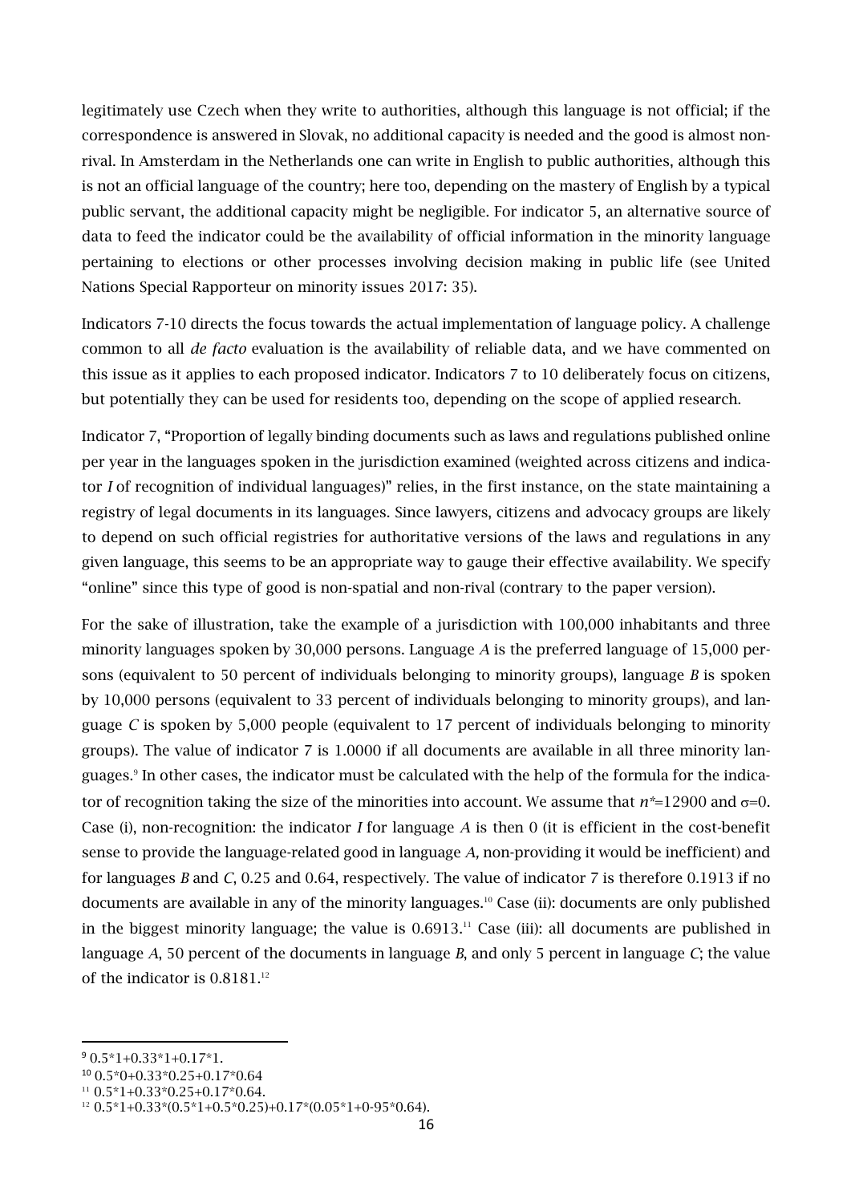legitimately use Czech when they write to authorities, although this language is not official; if the correspondence is answered in Slovak, no additional capacity is needed and the good is almost non-rival. In Amsterdam in the Netherlands one can write in English to public authorities, although this is not an official language of the country; here too, depending on the mastery of English by a typical public servant, the additional capacity might be negligible. For indicator 5, an alternative source of data to feed the indicator could be the availability of official information in the minority language pertaining to elections or other processes involving decision making in public life (see United Nations Special Rapporteur on minority issues 2017: 35).

Indicators 7-10 directs the focus towards the actual implementation of language policy. A challenge common to all *de facto* evaluation is the availability of reliable data, and we have commented on this issue as it applies to each proposed indicator. Indicators 7 to 10 deliberately focus on citizens, but potentially they can be used for residents too, depending on the scope of applied research.

Indicator 7, "Proportion of legally binding documents such as laws and regulations published online per year in the languages spoken in the jurisdiction examined (weighted across citizens and indicator $I$ of recognition of individual languages)" relies, in the first instance, on the state maintaining a registry of legal documents in its languages. Since lawyers, citizens and advocacy groups are likely to depend on such official registries for authoritative versions of the laws and regulations in any given language, this seems to be an appropriate way to gauge their effective availability. We specify "online" since this type of good is non-spatial and non-rival (contrary to the paper version).

For the sake of illustration, take the example of a jurisdiction with 100,000 inhabitants and three minority languages spoken by 30,000 persons. Language *A* is the preferred language of 15,000 persons (equivalent to 50 percent of individuals belonging to minority groups), language *B* is spoken by 10,000 persons (equivalent to 33 percent of individuals belonging to minority groups), and language *C* is spoken by 5,000 people (equivalent to 17 percent of individuals belonging to minority groups). The value of indicator 7 is 1.0000 if all documents are available in all three minority languages.[9] In other cases, the indicator must be calculated with the help of the formula for the indicator of recognition taking the size of the minorities into account. We assume that $n^*$=12900 and $\sigma$=0. Case (i), non-recognition: the indicator $I$ for language *A* is then 0 (it is efficient in the cost-benefit sense to provide the language-related good in language *A*, non-providing it would be inefficient) and for languages *B* and *C*, 0.25 and 0.64, respectively. The value of indicator 7 is therefore 0.1913 if no documents are available in any of the minority languages.[10] Case (ii): documents are only published in the biggest minority language; the value is 0.6913.[11] Case (iii): all documents are published in language *A*, 50 percent of the documents in language *B*, and only 5 percent in language *C*; the value of the indicator is 0.8181.[12]

---

[9] 0.5*1+0.33*1+0.17*1.

[10] 0.5*0+0.33*0.25+0.17*0.64

[11] 0.5*1+0.33*0.25+0.17*0.64.

[12] 0.5*1+0.33*(0.5*1+0.5*0.25)+0.17*(0.05*1+0-95*0.64).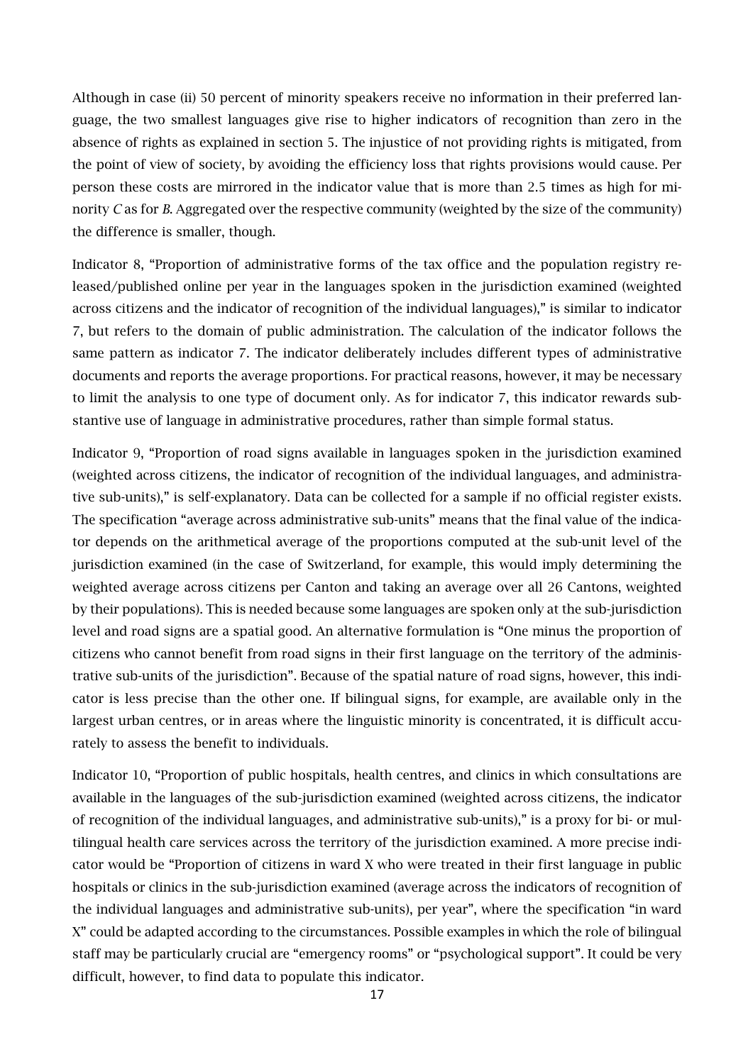Although in case (ii) 50 percent of minority speakers receive no information in their preferred language, the two smallest languages give rise to higher indicators of recognition than zero in the absence of rights as explained in section 5. The injustice of not providing rights is mitigated, from the point of view of society, by avoiding the efficiency loss that rights provisions would cause. Per person these costs are mirrored in the indicator value that is more than 2.5 times as high for minority *C* as for *B*. Aggregated over the respective community (weighted by the size of the community) the difference is smaller, though.

Indicator 8, "Proportion of administrative forms of the tax office and the population registry released/published online per year in the languages spoken in the jurisdiction examined (weighted across citizens and the indicator of recognition of the individual languages)," is similar to indicator 7, but refers to the domain of public administration. The calculation of the indicator follows the same pattern as indicator 7. The indicator deliberately includes different types of administrative documents and reports the average proportions. For practical reasons, however, it may be necessary to limit the analysis to one type of document only. As for indicator 7, this indicator rewards substantive use of language in administrative procedures, rather than simple formal status.

Indicator 9, "Proportion of road signs available in languages spoken in the jurisdiction examined (weighted across citizens, the indicator of recognition of the individual languages, and administrative sub-units)," is self-explanatory. Data can be collected for a sample if no official register exists. The specification "average across administrative sub-units" means that the final value of the indicator depends on the arithmetical average of the proportions computed at the sub-unit level of the jurisdiction examined (in the case of Switzerland, for example, this would imply determining the weighted average across citizens per Canton and taking an average over all 26 Cantons, weighted by their populations). This is needed because some languages are spoken only at the sub-jurisdiction level and road signs are a spatial good. An alternative formulation is "One minus the proportion of citizens who cannot benefit from road signs in their first language on the territory of the administrative sub-units of the jurisdiction". Because of the spatial nature of road signs, however, this indicator is less precise than the other one. If bilingual signs, for example, are available only in the largest urban centres, or in areas where the linguistic minority is concentrated, it is difficult accurately to assess the benefit to individuals.

Indicator 10, "Proportion of public hospitals, health centres, and clinics in which consultations are available in the languages of the sub-jurisdiction examined (weighted across citizens, the indicator of recognition of the individual languages, and administrative sub-units)," is a proxy for bi- or multilingual health care services across the territory of the jurisdiction examined. A more precise indicator would be "Proportion of citizens in ward X who were treated in their first language in public hospitals or clinics in the sub-jurisdiction examined (average across the indicators of recognition of the individual languages and administrative sub-units), per year", where the specification "in ward X" could be adapted according to the circumstances. Possible examples in which the role of bilingual staff may be particularly crucial are "emergency rooms" or "psychological support". It could be very difficult, however, to find data to populate this indicator.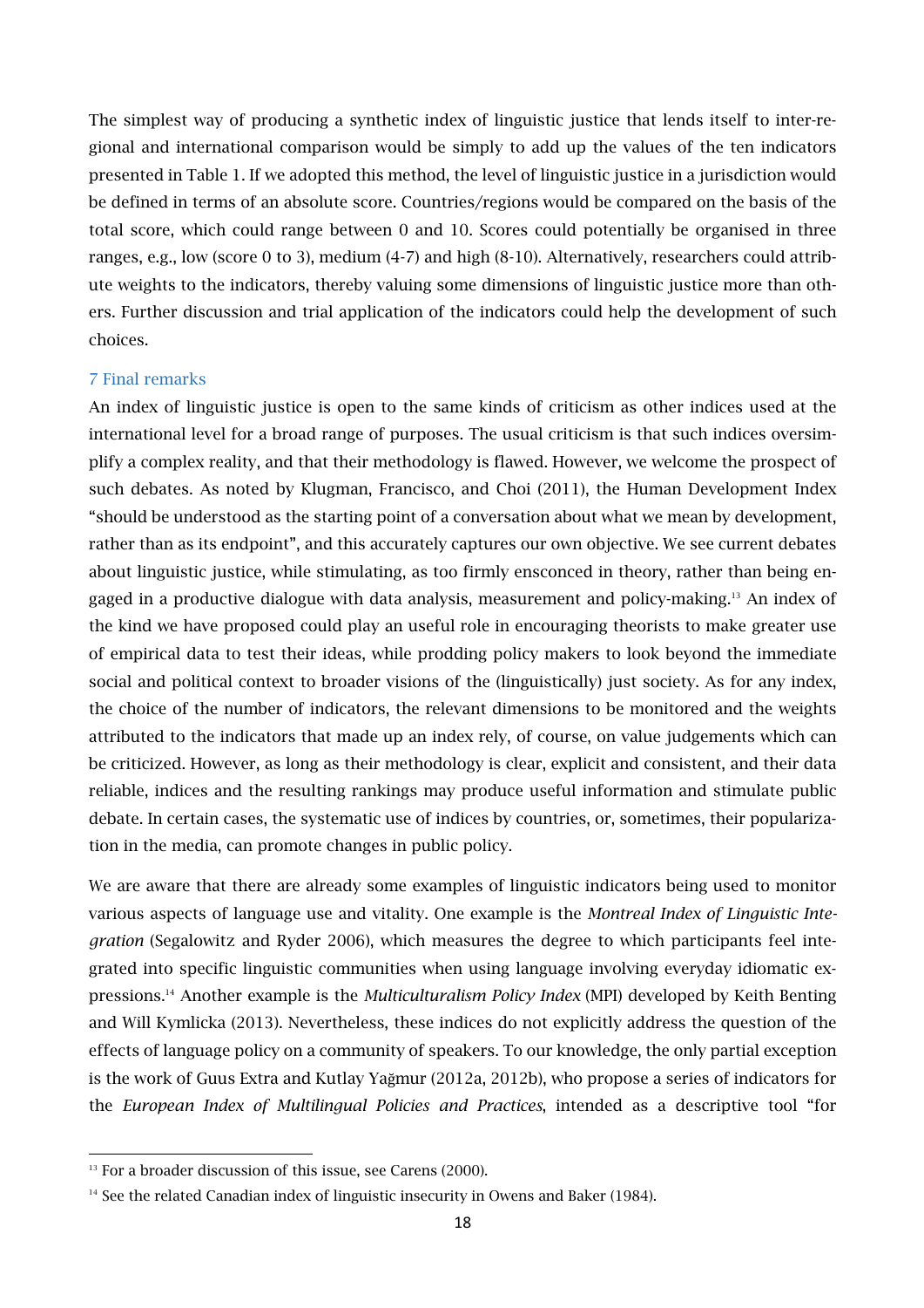The simplest way of producing a synthetic index of linguistic justice that lends itself to inter-regional and international comparison would be simply to add up the values of the ten indicators presented in Table 1. If we adopted this method, the level of linguistic justice in a jurisdiction would be defined in terms of an absolute score. Countries/regions would be compared on the basis of the total score, which could range between 0 and 10. Scores could potentially be organised in three ranges, e.g., low (score 0 to 3), medium (4-7) and high (8-10). Alternatively, researchers could attribute weights to the indicators, thereby valuing some dimensions of linguistic justice more than others. Further discussion and trial application of the indicators could help the development of such choices.

## 7 Final remarks

An index of linguistic justice is open to the same kinds of criticism as other indices used at the international level for a broad range of purposes. The usual criticism is that such indices oversimplify a complex reality, and that their methodology is flawed. However, we welcome the prospect of such debates. As noted by Klugman, Francisco, and Choi (2011), the Human Development Index "should be understood as the starting point of a conversation about what we mean by development, rather than as its endpoint", and this accurately captures our own objective. We see current debates about linguistic justice, while stimulating, as too firmly ensconced in theory, rather than being engaged in a productive dialogue with data analysis, measurement and policy-making.[13] An index of the kind we have proposed could play an useful role in encouraging theorists to make greater use of empirical data to test their ideas, while prodding policy makers to look beyond the immediate social and political context to broader visions of the (linguistically) just society. As for any index, the choice of the number of indicators, the relevant dimensions to be monitored and the weights attributed to the indicators that made up an index rely, of course, on value judgements which can be criticized. However, as long as their methodology is clear, explicit and consistent, and their data reliable, indices and the resulting rankings may produce useful information and stimulate public debate. In certain cases, the systematic use of indices by countries, or, sometimes, their popularization in the media, can promote changes in public policy.

We are aware that there are already some examples of linguistic indicators being used to monitor various aspects of language use and vitality. One example is the *Montreal Index of Linguistic Integration* (Segalowitz and Ryder 2006), which measures the degree to which participants feel integrated into specific linguistic communities when using language involving everyday idiomatic expressions.[14] Another example is the *Multiculturalism Policy Index* (MPI) developed by Keith Benting and Will Kymlicka (2013). Nevertheless, these indices do not explicitly address the question of the effects of language policy on a community of speakers. To our knowledge, the only partial exception is the work of Guus Extra and Kutlay Yağmur (2012a, 2012b), who propose a series of indicators for the *European Index of Multilingual Policies and Practices*, intended as a descriptive tool "for

---

[13] For a broader discussion of this issue, see Carens (2000).

[14] See the related Canadian index of linguistic insecurity in Owens and Baker (1984).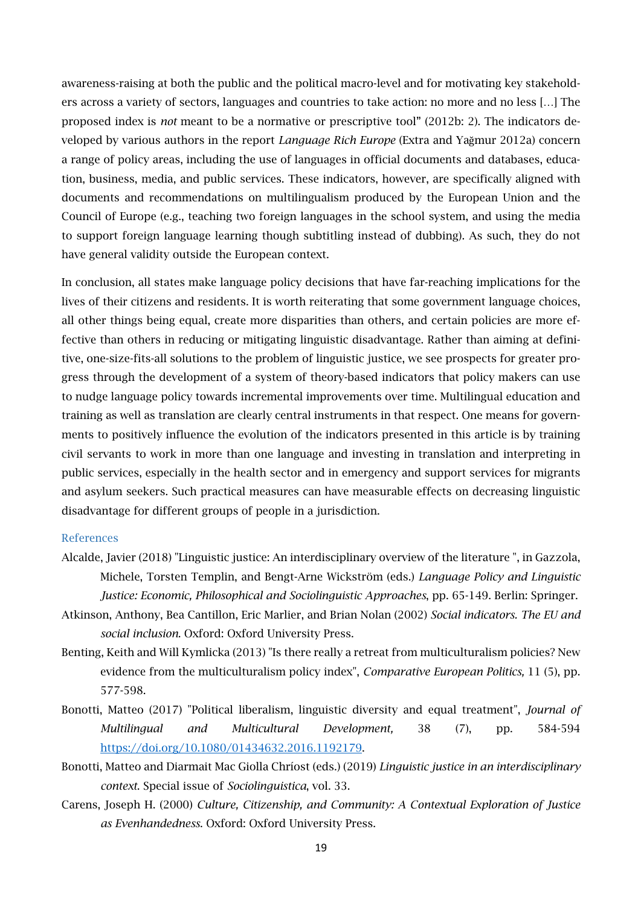awareness-raising at both the public and the political macro-level and for motivating key stakeholders across a variety of sectors, languages and countries to take action: no more and no less [...] The proposed index is *not* meant to be a normative or prescriptive tool" (2012b: 2). The indicators developed by various authors in the report *Language Rich Europe* (Extra and Yağmur 2012a) concern a range of policy areas, including the use of languages in official documents and databases, education, business, media, and public services. These indicators, however, are specifically aligned with documents and recommendations on multilingualism produced by the European Union and the Council of Europe (e.g., teaching two foreign languages in the school system, and using the media to support foreign language learning though subtitling instead of dubbing). As such, they do not have general validity outside the European context.

In conclusion, all states make language policy decisions that have far-reaching implications for the lives of their citizens and residents. It is worth reiterating that some government language choices, all other things being equal, create more disparities than others, and certain policies are more effective than others in reducing or mitigating linguistic disadvantage. Rather than aiming at definitive, one-size-fits-all solutions to the problem of linguistic justice, we see prospects for greater progress through the development of a system of theory-based indicators that policy makers can use to nudge language policy towards incremental improvements over time. Multilingual education and training as well as translation are clearly central instruments in that respect. One means for governments to positively influence the evolution of the indicators presented in this article is by training civil servants to work in more than one language and investing in translation and interpreting in public services, especially in the health sector and in emergency and support services for migrants and asylum seekers. Such practical measures can have measurable effects on decreasing linguistic disadvantage for different groups of people in a jurisdiction.

## References

Alcalde, Javier (2018) "Linguistic justice: An interdisciplinary overview of the literature ", in Gazzola, Michele, Torsten Templin, and Bengt-Arne Wickström (eds.) *Language Policy and Linguistic Justice: Economic, Philosophical and Sociolinguistic Approaches*, pp. 65-149. Berlin: Springer.

Atkinson, Anthony, Bea Cantillon, Eric Marlier, and Brian Nolan (2002) *Social indicators. The EU and social inclusion*. Oxford: Oxford University Press.

Benting, Keith and Will Kymlicka (2013) "Is there really a retreat from multiculturalism policies? New evidence from the multiculturalism policy index", *Comparative European Politics,* 11 (5), pp. 577-598.

Bonotti, Matteo (2017) "Political liberalism, linguistic diversity and equal treatment", *Journal of Multilingual and Multicultural Development,* 38 (7), pp. 584-594 https://doi.org/10.1080/01434632.2016.1192179.

Bonotti, Matteo and Diarmait Mac Giolla Chríost (eds.) (2019) *Linguistic justice in an interdisciplinary context*. Special issue of *Sociolinguistica*, vol. 33.

Carens, Joseph H. (2000) *Culture, Citizenship, and Community: A Contextual Exploration of Justice as Evenhandedness*. Oxford: Oxford University Press.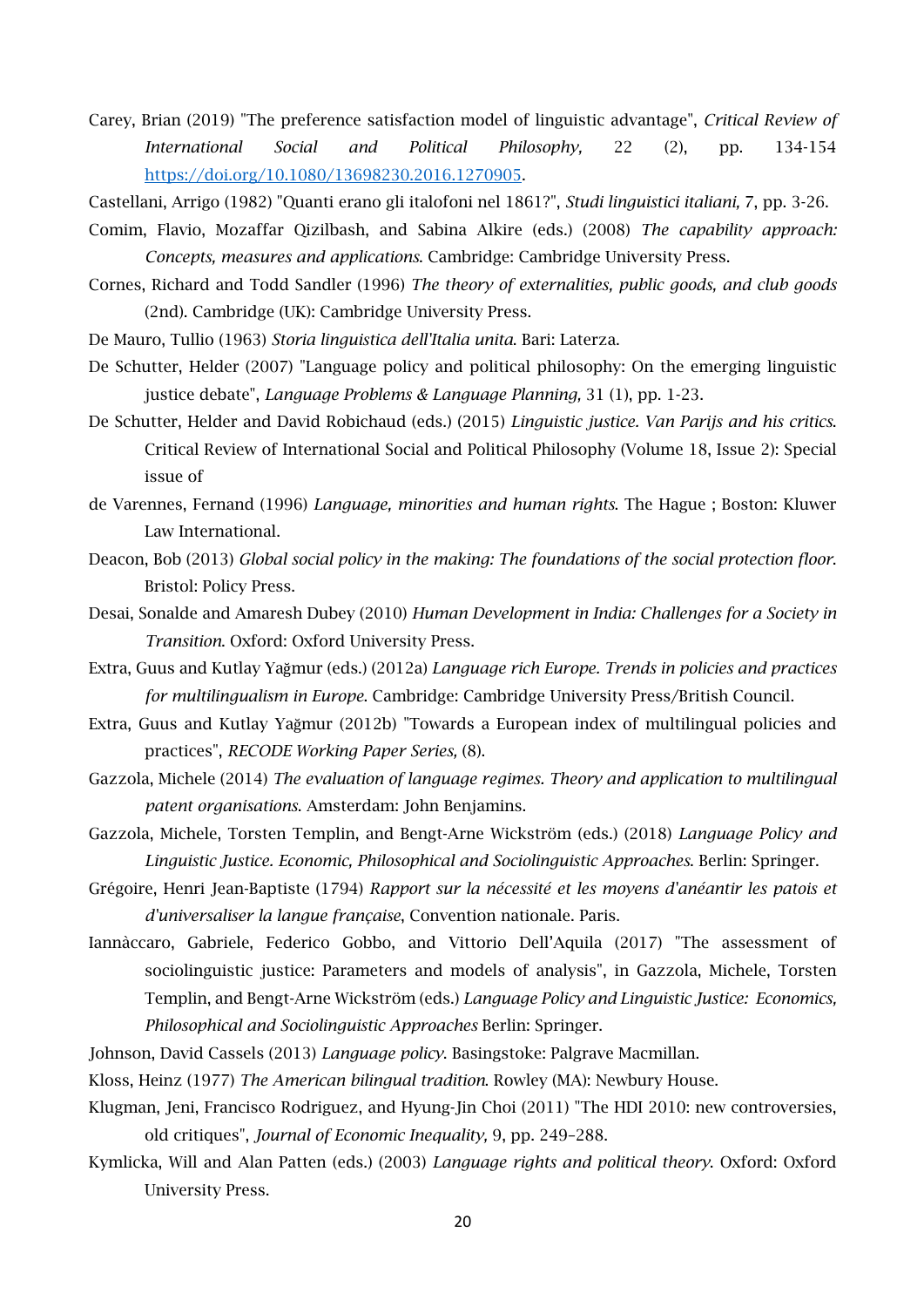Carey, Brian (2019) "The preference satisfaction model of linguistic advantage", *Critical Review of International Social and Political Philosophy,* 22 (2), pp. 134-154 https://doi.org/10.1080/13698230.2016.1270905.

Castellani, Arrigo (1982) "Quanti erano gli italofoni nel 1861?", *Studi linguistici italiani, 7*, pp. 3-26.

Comim, Flavio, Mozaffar Qizilbash, and Sabina Alkire (eds.) (2008) *The capability approach: Concepts, measures and applications*. Cambridge: Cambridge University Press.

Cornes, Richard and Todd Sandler (1996) *The theory of externalities, public goods, and club goods* (2nd). Cambridge (UK): Cambridge University Press.

De Mauro, Tullio (1963) *Storia linguistica dell'Italia unita*. Bari: Laterza.

De Schutter, Helder (2007) "Language policy and political philosophy: On the emerging linguistic justice debate", *Language Problems & Language Planning,* 31 (1), pp. 1-23.

De Schutter, Helder and David Robichaud (eds.) (2015) *Linguistic justice. Van Parijs and his critics*. Critical Review of International Social and Political Philosophy (Volume 18, Issue 2): Special issue of

de Varennes, Fernand (1996) *Language, minorities and human rights*. The Hague ; Boston: Kluwer Law International.

Deacon, Bob (2013) *Global social policy in the making: The foundations of the social protection floor*. Bristol: Policy Press.

Desai, Sonalde and Amaresh Dubey (2010) *Human Development in India: Challenges for a Society in Transition*. Oxford: Oxford University Press.

Extra, Guus and Kutlay Yağmur (eds.) (2012a) *Language rich Europe. Trends in policies and practices for multilingualism in Europe*. Cambridge: Cambridge University Press/British Council.

Extra, Guus and Kutlay Yağmur (2012b) "Towards a European index of multilingual policies and practices", *RECODE Working Paper Series,* (8).

Gazzola, Michele (2014) *The evaluation of language regimes. Theory and application to multilingual patent organisations*. Amsterdam: John Benjamins.

Gazzola, Michele, Torsten Templin, and Bengt-Arne Wickström (eds.) (2018) *Language Policy and Linguistic Justice. Economic, Philosophical and Sociolinguistic Approaches*. Berlin: Springer.

Grégoire, Henri Jean-Baptiste (1794) *Rapport sur la nécessité et les moyens d'anéantir les patois et d'universaliser la langue française*, Convention nationale. Paris.

Iannàccaro, Gabriele, Federico Gobbo, and Vittorio Dell'Aquila (2017) "The assessment of sociolinguistic justice: Parameters and models of analysis", in Gazzola, Michele, Torsten Templin, and Bengt-Arne Wickström (eds.) *Language Policy and Linguistic Justice: Economics, Philosophical and Sociolinguistic Approaches* Berlin: Springer.

Johnson, David Cassels (2013) *Language policy*. Basingstoke: Palgrave Macmillan.

Kloss, Heinz (1977) *The American bilingual tradition*. Rowley (MA): Newbury House.

Klugman, Jeni, Francisco Rodriguez, and Hyung-Jin Choi (2011) "The HDI 2010: new controversies, old critiques", *Journal of Economic Inequality,* 9, pp. 249–288.

Kymlicka, Will and Alan Patten (eds.) (2003) *Language rights and political theory*. Oxford: Oxford University Press.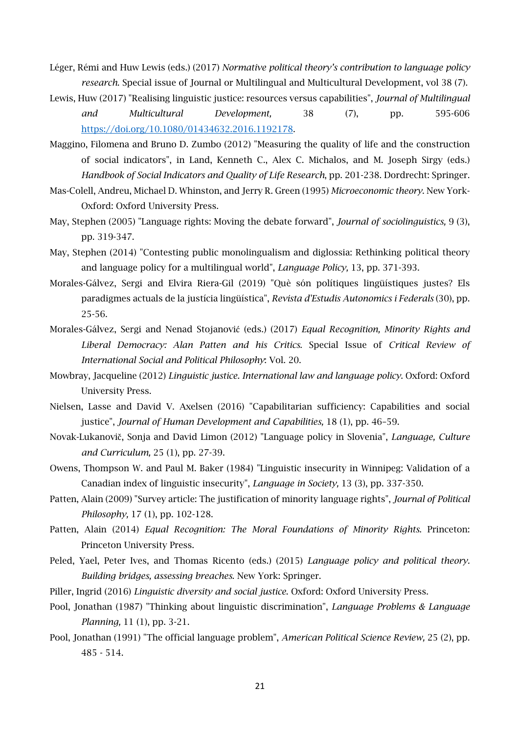Léger, Rémi and Huw Lewis (eds.) (2017) *Normative political theory's contribution to language policy research*. Special issue of Journal or Multilingual and Multicultural Development, vol 38 (7).

Lewis, Huw (2017) "Realising linguistic justice: resources versus capabilities", *Journal of Multilingual and Multicultural Development,* 38 (7), pp. 595-606 https://doi.org/10.1080/01434632.2016.1192178.

Maggino, Filomena and Bruno D. Zumbo (2012) "Measuring the quality of life and the construction of social indicators", in Land, Kenneth C., Alex C. Michalos, and M. Joseph Sirgy (eds.) *Handbook of Social Indicators and Quality of Life Research*, pp. 201-238. Dordrecht: Springer.

Mas-Colell, Andreu, Michael D. Whinston, and Jerry R. Green (1995) *Microeconomic theory*. New York-Oxford: Oxford University Press.

May, Stephen (2005) "Language rights: Moving the debate forward", *Journal of sociolinguistics,* 9 (3), pp. 319-347.

May, Stephen (2014) "Contesting public monolingualism and diglossia: Rethinking political theory and language policy for a multilingual world", *Language Policy,* 13, pp. 371-393.

Morales-Gálvez, Sergi and Elvira Riera-Gil (2019) "Què són polítiques lingüístiques justes? Els paradigmes actuals de la justícia lingüística", *Revista d'Estudis Autonomics i Federals* (30), pp. 25-56.

Morales-Gálvez, Sergi and Nenad Stojanović (eds.) (2017) *Equal Recognition, Minority Rights and Liberal Democracy: Alan Patten and his Critics*. Special Issue of *Critical Review of International Social and Political Philosophy*: Vol. 20.

Mowbray, Jacqueline (2012) *Linguistic justice. International law and language policy*. Oxford: Oxford University Press.

Nielsen, Lasse and David V. Axelsen (2016) "Capabilitarian sufficiency: Capabilities and social justice", *Journal of Human Development and Capabilities,* 18 (1), pp. 46–59.

Novak-Lukanovič, Sonja and David Limon (2012) "Language policy in Slovenia", *Language, Culture and Curriculum,* 25 (1), pp. 27-39.

Owens, Thompson W. and Paul M. Baker (1984) "Linguistic insecurity in Winnipeg: Validation of a Canadian index of linguistic insecurity", *Language in Society,* 13 (3), pp. 337-350.

Patten, Alain (2009) "Survey article: The justification of minority language rights", *Journal of Political Philosophy,* 17 (1), pp. 102-128.

Patten, Alain (2014) *Equal Recognition: The Moral Foundations of Minority Rights*. Princeton: Princeton University Press.

Peled, Yael, Peter Ives, and Thomas Ricento (eds.) (2015) *Language policy and political theory. Building bridges, assessing breaches*. New York: Springer.

Piller, Ingrid (2016) *Linguistic diversity and social justice*. Oxford: Oxford University Press.

Pool, Jonathan (1987) "Thinking about linguistic discrimination", *Language Problems & Language Planning,* 11 (1), pp. 3-21.

Pool, Jonathan (1991) "The official language problem", *American Political Science Review,* 25 (2), pp. 485 - 514.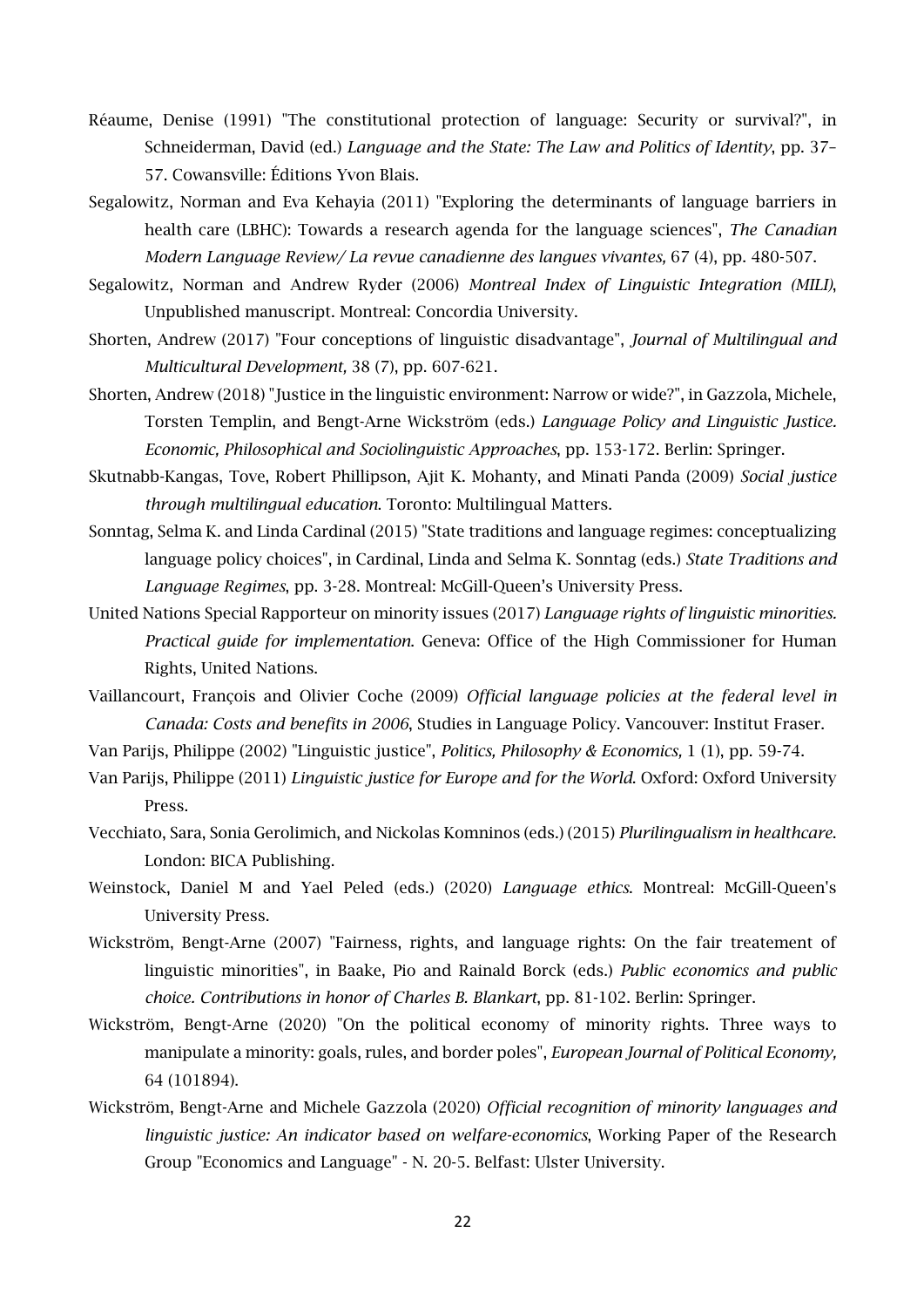Réaume, Denise (1991) "The constitutional protection of language: Security or survival?", in Schneiderman, David (ed.) *Language and the State: The Law and Politics of Identity*, pp. 37–57. Cowansville: Éditions Yvon Blais.

Segalowitz, Norman and Eva Kehayia (2011) "Exploring the determinants of language barriers in health care (LBHC): Towards a research agenda for the language sciences", *The Canadian Modern Language Review/ La revue canadienne des langues vivantes,* 67 (4), pp. 480-507.

Segalowitz, Norman and Andrew Ryder (2006) *Montreal Index of Linguistic Integration (MILI)*, Unpublished manuscript. Montreal: Concordia University.

Shorten, Andrew (2017) "Four conceptions of linguistic disadvantage", *Journal of Multilingual and Multicultural Development,* 38 (7), pp. 607-621.

Shorten, Andrew (2018) "Justice in the linguistic environment: Narrow or wide?", in Gazzola, Michele, Torsten Templin, and Bengt-Arne Wickström (eds.) *Language Policy and Linguistic Justice. Economic, Philosophical and Sociolinguistic Approaches*, pp. 153-172. Berlin: Springer.

Skutnabb-Kangas, Tove, Robert Phillipson, Ajit K. Mohanty, and Minati Panda (2009) *Social justice through multilingual education.* Toronto: Multilingual Matters.

Sonntag, Selma K. and Linda Cardinal (2015) "State traditions and language regimes: conceptualizing language policy choices", in Cardinal, Linda and Selma K. Sonntag (eds.) *State Traditions and Language Regimes*, pp. 3-28. Montreal: McGill-Queen's University Press.

United Nations Special Rapporteur on minority issues (2017) *Language rights of linguistic minorities. Practical guide for implementation.* Geneva: Office of the High Commissioner for Human Rights, United Nations.

Vaillancourt, François and Olivier Coche (2009) *Official language policies at the federal level in Canada: Costs and benefits in 2006*, Studies in Language Policy. Vancouver: Institut Fraser.

Van Parijs, Philippe (2002) "Linguistic justice", *Politics, Philosophy & Economics,* 1 (1), pp. 59-74.

Van Parijs, Philippe (2011) *Linguistic justice for Europe and for the World.* Oxford: Oxford University Press.

Vecchiato, Sara, Sonia Gerolimich, and Nickolas Komninos (eds.) (2015) *Plurilingualism in healthcare.* London: BICA Publishing.

Weinstock, Daniel M and Yael Peled (eds.) (2020) *Language ethics.* Montreal: McGill-Queen's University Press.

Wickström, Bengt-Arne (2007) "Fairness, rights, and language rights: On the fair treatement of linguistic minorities", in Baake, Pio and Rainald Borck (eds.) *Public economics and public choice. Contributions in honor of Charles B. Blankart*, pp. 81-102. Berlin: Springer.

Wickström, Bengt-Arne (2020) "On the political economy of minority rights. Three ways to manipulate a minority: goals, rules, and border poles", *European Journal of Political Economy,* 64 (101894).

Wickström, Bengt-Arne and Michele Gazzola (2020) *Official recognition of minority languages and linguistic justice: An indicator based on welfare-economics*, Working Paper of the Research Group "Economics and Language" - N. 20-5. Belfast: Ulster University.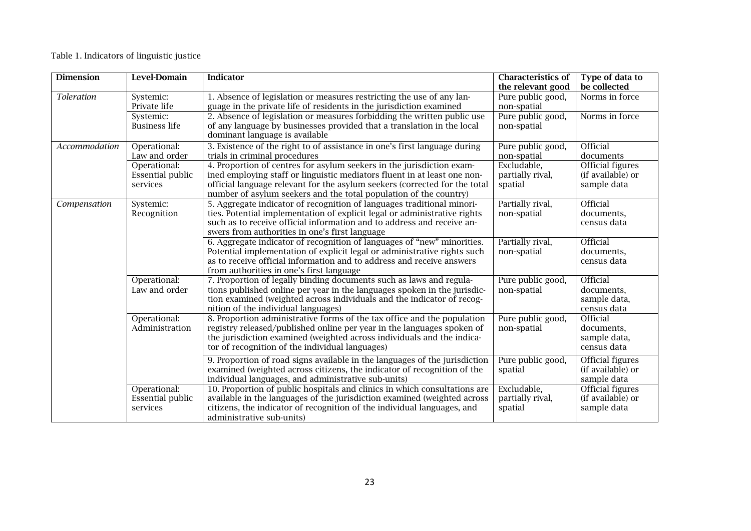Table 1. Indicators of linguistic justice

| Dimension | Level-Domain | Indicator | Characteristics of the relevant good | Type of data to be collected |
|---|---|---|---|---|
| *Toleration* | Systemic: Private life | 1. Absence of legislation or measures restricting the use of any language in the private life of residents in the jurisdiction examined | Pure public good, non-spatial | Norms in force |
| | Systemic: Business life | 2. Absence of legislation or measures forbidding the written public use of any language by businesses provided that a translation in the local dominant language is available | Pure public good, non-spatial | Norms in force |
| *Accommodation* | Operational: Law and order | 3. Existence of the right to of assistance in one's first language during trials in criminal procedures | Pure public good, non-spatial | Official documents |
| | Operational: Essential public services | 4. Proportion of centres for asylum seekers in the jurisdiction examined employing staff or linguistic mediators fluent in at least one non-official language relevant for the asylum seekers (corrected for the total number of asylum seekers and the total population of the country) | Excludable, partially rival, spatial | Official figures (if available) or sample data |
| *Compensation* | Systemic: Recognition | 5. Aggregate indicator of recognition of languages traditional minorities. Potential implementation of explicit legal or administrative rights such as to receive official information and to address and receive answers from authorities in one's first language | Partially rival, non-spatial | Official documents, census data |
| | | 6. Aggregate indicator of recognition of languages of "new" minorities. Potential implementation of explicit legal or administrative rights such as to receive official information and to address and receive answers from authorities in one's first language | Partially rival, non-spatial | Official documents, census data |
| | Operational: Law and order | 7. Proportion of legally binding documents such as laws and regulations published online per year in the languages spoken in the jurisdiction examined (weighted across individuals and the indicator of recognition of the individual languages) | Pure public good, non-spatial | Official documents, sample data, census data |
| | Operational: Administration | 8. Proportion administrative forms of the tax office and the population registry released/published online per year in the languages spoken of the jurisdiction examined (weighted across individuals and the indicator of recognition of the individual languages) | Pure public good, non-spatial | Official documents, sample data, census data |
| | | 9. Proportion of road signs available in the languages of the jurisdiction examined (weighted across citizens, the indicator of recognition of the individual languages, and administrative sub-units) | Pure public good, spatial | Official figures (if available) or sample data |
| | Operational: Essential public services | 10. Proportion of public hospitals and clinics in which consultations are available in the languages of the jurisdiction examined (weighted across citizens, the indicator of recognition of the individual languages, and administrative sub-units) | Excludable, partially rival, spatial | Official figures (if available) or sample data |